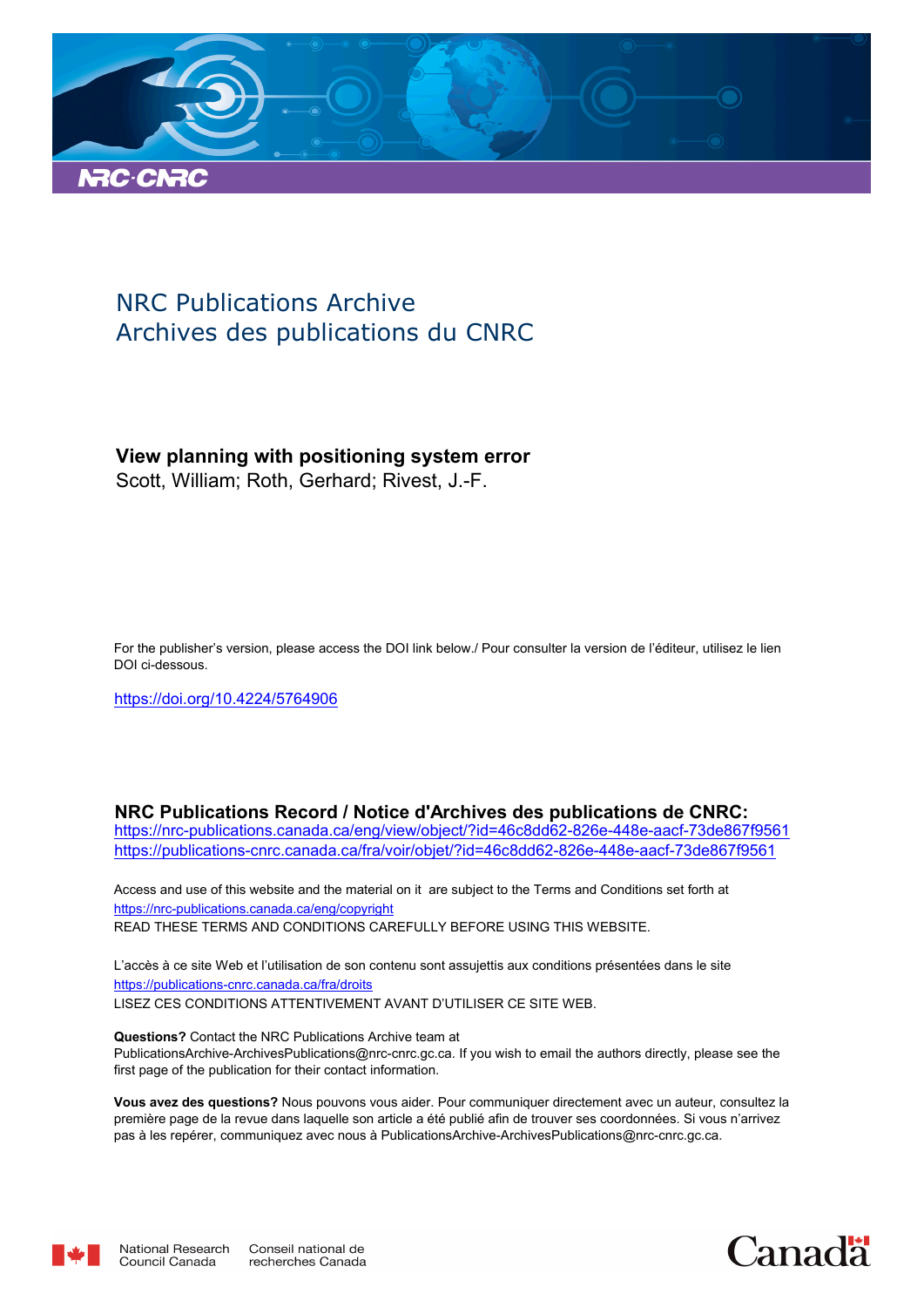NRC Publications Archive
Archives des publications du CNRC

**View planning with positioning system error**
Scott, William; Roth, Gerhard; Rivest, J.-F.

For the publisher's version, please access the DOI link below./ Pour consulter la version de l'éditeur, utilisez le lien DOI ci-dessous.

https://doi.org/10.4224/5764906

**NRC Publications Record / Notice d'Archives des publications de CNRC:**
https://nrc-publications.canada.ca/eng/view/object/?id=46c8dd62-826e-448e-aacf-73de867f9561
https://publications-cnrc.canada.ca/fra/voir/objet/?id=46c8dd62-826e-448e-aacf-73de867f9561

Access and use of this website and the material on it are subject to the Terms and Conditions set forth at
https://nrc-publications.canada.ca/eng/copyright
READ THESE TERMS AND CONDITIONS CAREFULLY BEFORE USING THIS WEBSITE.

L'accès à ce site Web et l'utilisation de son contenu sont assujettis aux conditions présentées dans le site
https://publications-cnrc.canada.ca/fra/droits
LISEZ CES CONDITIONS ATTENTIVEMENT AVANT D'UTILISER CE SITE WEB.

**Questions?** Contact the NRC Publications Archive team at
PublicationsArchive-ArchivesPublications@nrc-cnrc.gc.ca. If you wish to email the authors directly, please see the first page of the publication for their contact information.

**Vous avez des questions?** Nous pouvons vous aider. Pour communiquer directement avec un auteur, consultez la première page de la revue dans laquelle son article a été publié afin de trouver ses coordonnées. Si vous n'arrivez pas à les repérer, communiquez avec nous à PublicationsArchive-ArchivesPublications@nrc-cnrc.gc.ca.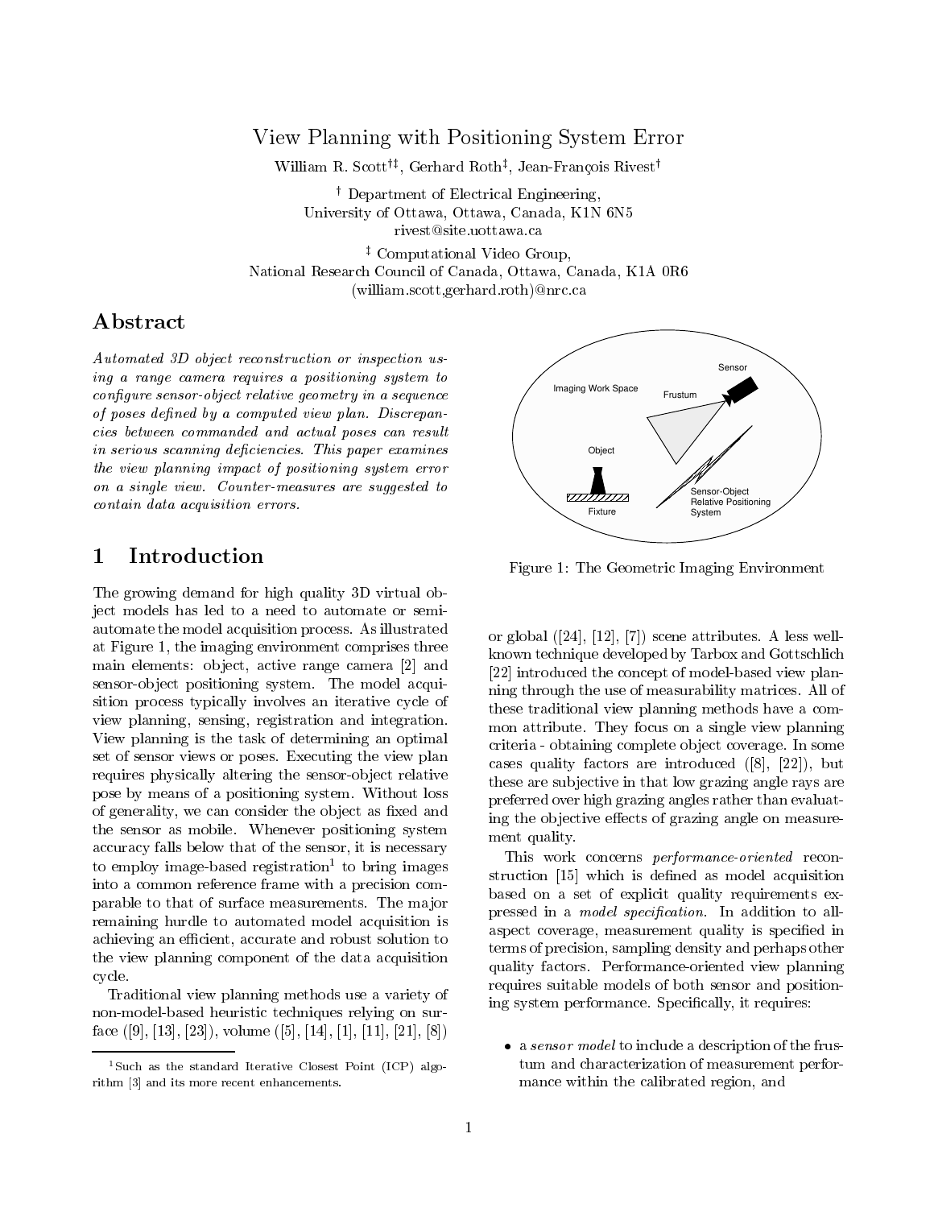# View Planning with Positioning System Error

William R. Scott[†‡], Gerhard Roth[‡], Jean-François Rivest[†]

[†] Department of Electrical Engineering,
University of Ottawa, Ottawa, Canada, K1N 6N5
rivest@site.uottawa.ca

[‡] Computational Video Group,
National Research Council of Canada, Ottawa, Canada, K1A 0R6
(william.scott,gerhard.roth)@nrc.ca

## Abstract

*Automated 3D object reconstruction or inspection using a range camera requires a positioning system to configure sensor-object relative geometry in a sequence of poses defined by a computed view plan. Discrepancies between commanded and actual poses can result in serious scanning deficiencies. This paper examines the view planning impact of positioning system error on a single view. Counter-measures are suggested to contain data acquisition errors.*

## 1 Introduction

The growing demand for high quality 3D virtual object models has led to a need to automate or semi-automate the model acquisition process. As illustrated at Figure 1, the imaging environment comprises three main elements: object, active range camera [2] and sensor-object positioning system. The model acquisition process typically involves an iterative cycle of view planning, sensing, registration and integration. View planning is the task of determining an optimal set of sensor views or poses. Executing the view plan requires physically altering the sensor-object relative pose by means of a positioning system. Without loss of generality, we can consider the object as fixed and the sensor as mobile. Whenever positioning system accuracy falls below that of the sensor, it is necessary to employ image-based registration[1] to bring images into a common reference frame with a precision comparable to that of surface measurements. The major remaining hurdle to automated model acquisition is achieving an efficient, accurate and robust solution to the view planning component of the data acquisition cycle.

Traditional view planning methods use a variety of non-model-based heuristic techniques relying on surface ([9], [13], [23]), volume ([5], [14], [1], [11], [21], [8]) or global ([24], [12], [7]) scene attributes. A less well-known technique developed by Tarbox and Gottschlich [22] introduced the concept of model-based view planning through the use of measurability matrices. All of these traditional view planning methods have a common attribute. They focus on a single view planning criteria - obtaining complete object coverage. In some cases quality factors are introduced ([8], [22]), but these are subjective in that low grazing angle rays are preferred over high grazing angles rather than evaluating the objective effects of grazing angle on measurement quality.

Figure 1: The Geometric Imaging Environment

This work concerns *performance-oriented* reconstruction [15] which is defined as model acquisition based on a set of explicit quality requirements expressed in a *model specification*. In addition to all-aspect coverage, measurement quality is specified in terms of precision, sampling density and perhaps other quality factors. Performance-oriented view planning requires suitable models of both sensor and positioning system performance. Specifically, it requires:

- a *sensor model* to include a description of the frustum and characterization of measurement performance within the calibrated region, and

[1] Such as the standard Iterative Closest Point (ICP) algorithm [3] and its more recent enhancements.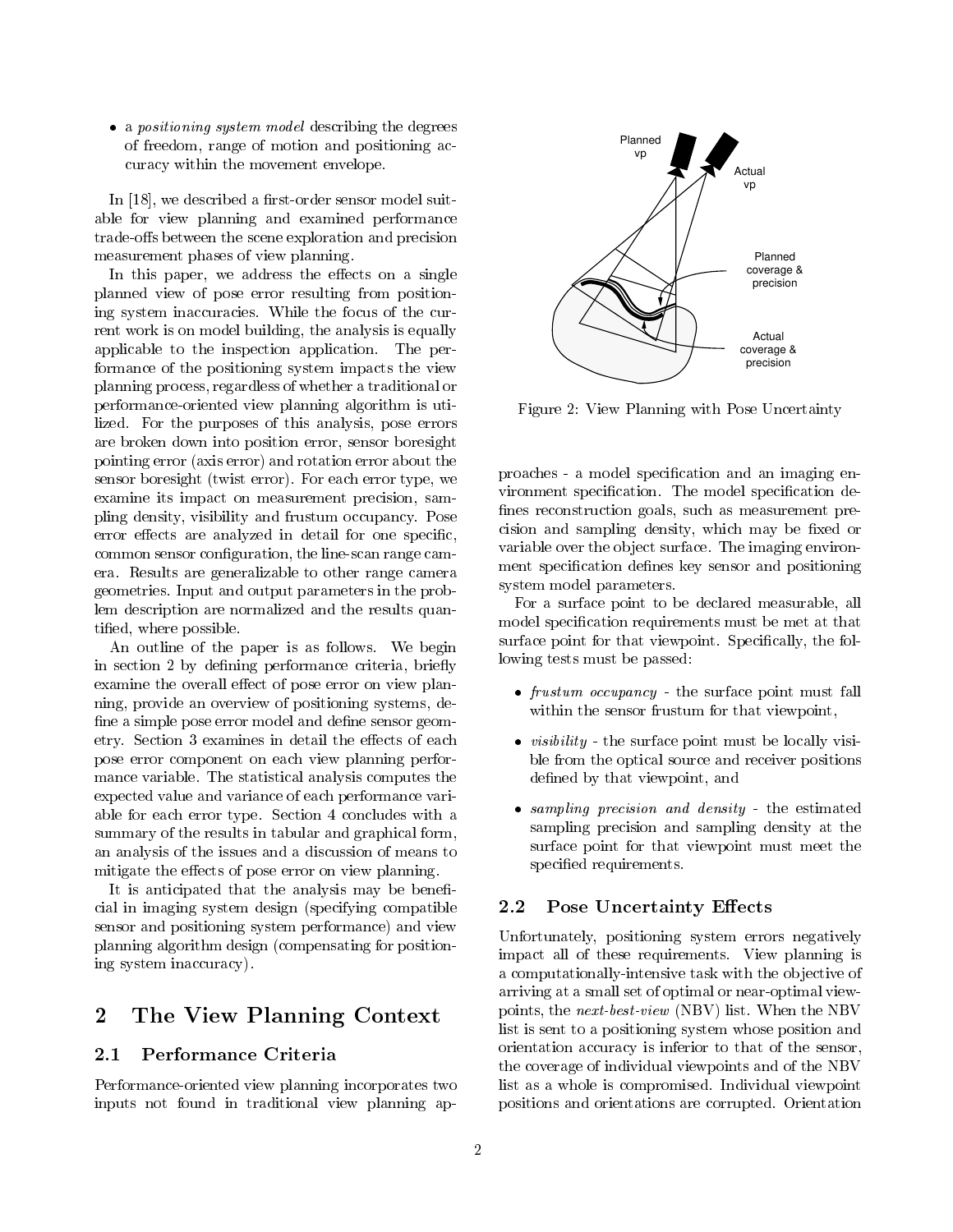- a *positioning system model* describing the degrees of freedom, range of motion and positioning accuracy within the movement envelope.

In [18], we described a first-order sensor model suitable for view planning and examined performance trade-offs between the scene exploration and precision measurement phases of view planning.

In this paper, we address the effects on a single planned view of pose error resulting from positioning system inaccuracies. While the focus of the current work is on model building, the analysis is equally applicable to the inspection application. The performance of the positioning system impacts the view planning process, regardless of whether a traditional or performance-oriented view planning algorithm is utilized. For the purposes of this analysis, pose errors are broken down into position error, sensor boresight pointing error (axis error) and rotation error about the sensor boresight (twist error). For each error type, we examine its impact on measurement precision, sampling density, visibility and frustum occupancy. Pose error effects are analyzed in detail for one specific, common sensor configuration, the line-scan range camera. Results are generalizable to other range camera geometries. Input and output parameters in the problem description are normalized and the results quantified, where possible.

An outline of the paper is as follows. We begin in section 2 by defining performance criteria, briefly examine the overall effect of pose error on view planning, provide an overview of positioning systems, define a simple pose error model and define sensor geometry. Section 3 examines in detail the effects of each pose error component on each view planning performance variable. The statistical analysis computes the expected value and variance of each performance variable for each error type. Section 4 concludes with a summary of the results in tabular and graphical form, an analysis of the issues and a discussion of means to mitigate the effects of pose error on view planning.

It is anticipated that the analysis may be beneficial in imaging system design (specifying compatible sensor and positioning system performance) and view planning algorithm design (compensating for positioning system inaccuracy).

## 2 The View Planning Context

### 2.1 Performance Criteria

Performance-oriented view planning incorporates two inputs not found in traditional view planning approaches - a model specification and an imaging environment specification. The model specification defines reconstruction goals, such as measurement precision and sampling density, which may be fixed or variable over the object surface. The imaging environment specification defines key sensor and positioning system model parameters.

Planned vp

Actual vp

Planned coverage & precision

Actual coverage & precision

Figure 2: View Planning with Pose Uncertainty

For a surface point to be declared measurable, all model specification requirements must be met at that surface point for that viewpoint. Specifically, the following tests must be passed:

- *frustum occupancy* - the surface point must fall within the sensor frustum for that viewpoint,
- *visibility* - the surface point must be locally visible from the optical source and receiver positions defined by that viewpoint, and
- *sampling precision and density* - the estimated sampling precision and sampling density at the surface point for that viewpoint must meet the specified requirements.

### 2.2 Pose Uncertainty Effects

Unfortunately, positioning system errors negatively impact all of these requirements. View planning is a computationally-intensive task with the objective of arriving at a small set of optimal or near-optimal viewpoints, the *next-best-view* (NBV) list. When the NBV list is sent to a positioning system whose position and orientation accuracy is inferior to that of the sensor, the coverage of individual viewpoints and of the NBV list as a whole is compromised. Individual viewpoint positions and orientations are corrupted. Orientation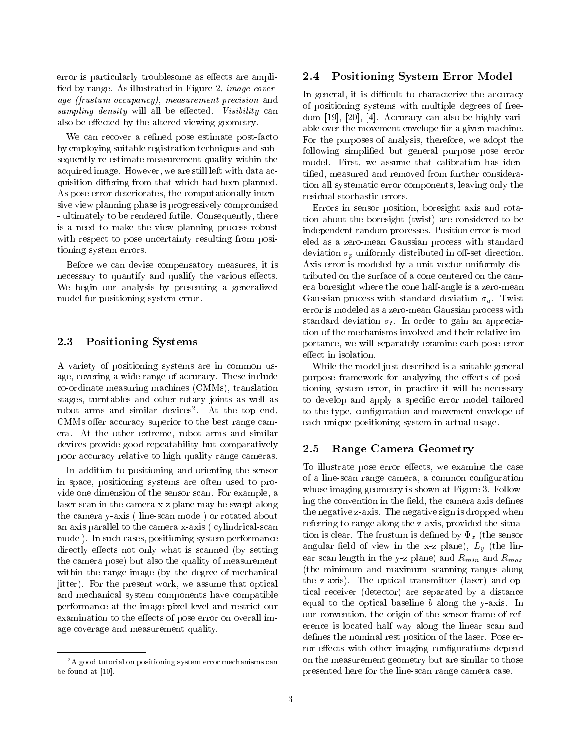error is particularly troublesome as effects are amplified by range. As illustrated in Figure 2, *image coverage (frustum occupancy)*, *measurement precision* and *sampling density* will all be effected. *Visibility* can also be effected by the altered viewing geometry.

We can recover a refined pose estimate post-facto by employing suitable registration techniques and subsequently re-estimate measurement quality within the acquired image. However, we are still left with data acquisition differing from that which had been planned. As pose error deteriorates, the computationally intensive view planning phase is progressively compromised - ultimately to be rendered futile. Consequently, there is a need to make the view planning process robust with respect to pose uncertainty resulting from positioning system errors.

Before we can devise compensatory measures, it is necessary to quantify and qualify the various effects. We begin our analysis by presenting a generalized model for positioning system error.

## 2.3 Positioning Systems

A variety of positioning systems are in common usage, covering a wide range of accuracy. These include co-ordinate measuring machines (CMMs), translation stages, turntables and other rotary joints as well as robot arms and similar devices[2]. At the top end, CMMs offer accuracy superior to the best range camera. At the other extreme, robot arms and similar devices provide good repeatability but comparatively poor accuracy relative to high quality range cameras.

In addition to positioning and orienting the sensor in space, positioning systems are often used to provide one dimension of the sensor scan. For example, a laser scan in the camera x-z plane may be swept along the camera y-axis ( line-scan mode ) or rotated about an axis parallel to the camera x-axis ( cylindrical-scan mode ). In such cases, positioning system performance directly effects not only what is scanned (by setting the camera pose) but also the quality of measurement within the range image (by the degree of mechanical jitter). For the present work, we assume that optical and mechanical system components have compatible performance at the image pixel level and restrict our examination to the effects of pose error on overall image coverage and measurement quality.

[2] A good tutorial on positioning system error mechanisms can be found at [10].

## 2.4 Positioning System Error Model

In general, it is difficult to characterize the accuracy of positioning systems with multiple degrees of freedom [19], [20], [4]. Accuracy can also be highly variable over the movement envelope for a given machine. For the purposes of analysis, therefore, we adopt the following simplified but general purpose pose error model. First, we assume that calibration has identified, measured and removed from further consideration all systematic error components, leaving only the residual stochastic errors.

Errors in sensor position, boresight axis and rotation about the boresight (twist) are considered to be independent random processes. Position error is modeled as a zero-mean Gaussian process with standard deviation $\sigma_p$ uniformly distributed in off-set direction. Axis error is modeled by a unit vector uniformly distributed on the surface of a cone centered on the camera boresight where the cone half-angle is a zero-mean Gaussian process with standard deviation $\sigma_a$. Twist error is modeled as a zero-mean Gaussian process with standard deviation $\sigma_t$. In order to gain an appreciation of the mechanisms involved and their relative importance, we will separately examine each pose error effect in isolation.

While the model just described is a suitable general purpose framework for analyzing the effects of positioning system error, in practice it will be necessary to develop and apply a specific error model tailored to the type, configuration and movement envelope of each unique positioning system in actual usage.

## 2.5 Range Camera Geometry

To illustrate pose error effects, we examine the case of a line-scan range camera, a common configuration whose imaging geometry is shown at Figure 3. Following the convention in the field, the camera axis defines the negative z-axis. The negative sign is dropped when referring to range along the z-axis, provided the situation is clear. The frustum is defined by $\Phi_x$ (the sensor angular field of view in the x-z plane), $L_y$ (the linear scan length in the y-z plane) and $R_{min}$ and $R_{max}$ (the minimum and maximum scanning ranges along the z-axis). The optical transmitter (laser) and optical receiver (detector) are separated by a distance equal to the optical baseline $b$ along the y-axis. In our convention, the origin of the sensor frame of reference is located half way along the linear scan and defines the nominal rest position of the laser. Pose error effects with other imaging configurations depend on the measurement geometry but are similar to those presented here for the line-scan range camera case.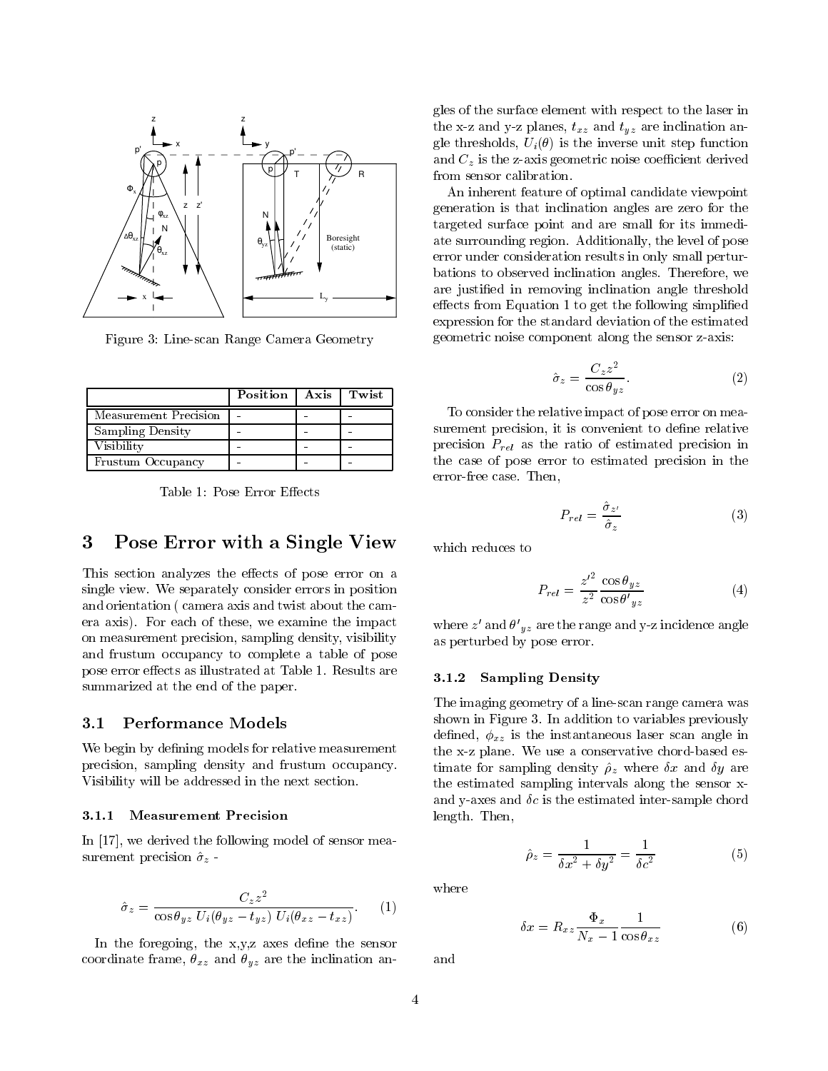Figure 3: Line-scan Range Camera Geometry

|  | Position | Axis | Twist |
| --- | --- | --- | --- |
| Measurement Precision | - | - | - |
| Sampling Density | - | - | - |
| Visibility | - | - | - |
| Frustum Occupancy | - | - | - |

Table 1: Pose Error Effects

# 3 Pose Error with a Single View

This section analyzes the effects of pose error on a single view. We separately consider errors in position and orientation ( camera axis and twist about the camera axis). For each of these, we examine the impact on measurement precision, sampling density, visibility and frustum occupancy to complete a table of pose pose error effects as illustrated at Table 1. Results are summarized at the end of the paper.

## 3.1 Performance Models

We begin by defining models for relative measurement precision, sampling density and frustum occupancy. Visibility will be addressed in the next section.

### 3.1.1 Measurement Precision

In [17], we derived the following model of sensor measurement precision $\hat{\sigma}_z$ -

$$\hat{\sigma}_z = \frac{C_z z^2}{\cos\theta_{yz}\, U_i(\theta_{yz} - t_{yz})\, U_i(\theta_{xz} - t_{xz})}. \quad (1)$$

In the foregoing, the x,y,z axes define the sensor coordinate frame, $\theta_{xz}$ and $\theta_{yz}$ are the inclination angles of the surface element with respect to the laser in the x-z and y-z planes, $t_{xz}$ and $t_{yz}$ are inclination angle thresholds, $U_i(\theta)$ is the inverse unit step function and $C_z$ is the z-axis geometric noise coefficient derived from sensor calibration.

An inherent feature of optimal candidate viewpoint generation is that inclination angles are zero for the targeted surface point and are small for its immediate surrounding region. Additionally, the level of pose error under consideration results in only small perturbations to observed inclination angles. Therefore, we are justified in removing inclination angle threshold effects from Equation 1 to get the following simplified expression for the standard deviation of the estimated geometric noise component along the sensor z-axis:

$$\hat{\sigma}_z = \frac{C_z z^2}{\cos\theta_{yz}}. \quad (2)$$

To consider the relative impact of pose error on measurement precision, it is convenient to define relative precision $P_{rel}$ as the ratio of estimated precision in the case of pose error to estimated precision in the error-free case. Then,

$$P_{rel} = \frac{\hat{\sigma}_{z'}}{\hat{\sigma}_z} \quad (3)$$

which reduces to

$$P_{rel} = \frac{z'^2}{z^2}\frac{\cos\theta_{yz}}{\cos\theta'_{yz}} \quad (4)$$

where $z'$ and $\theta'_{yz}$ are the range and y-z incidence angle as perturbed by pose error.

### 3.1.2 Sampling Density

The imaging geometry of a line-scan range camera was shown in Figure 3. In addition to variables previously defined, $\phi_{xz}$ is the instantaneous laser scan angle in the x-z plane. We use a conservative chord-based estimate for sampling density $\hat{\rho}_z$ where $\delta x$ and $\delta y$ are the estimated sampling intervals along the sensor x- and y-axes and $\delta c$ is the estimated inter-sample chord length. Then,

$$\hat{\rho}_z = \frac{1}{\delta x^2 + \delta y^2} = \frac{1}{\delta c^2} \quad (5)$$

where

$$\delta x = R_{xz}\frac{\Phi_x}{N_x - 1}\frac{1}{\cos\theta_{xz}} \quad (6)$$

and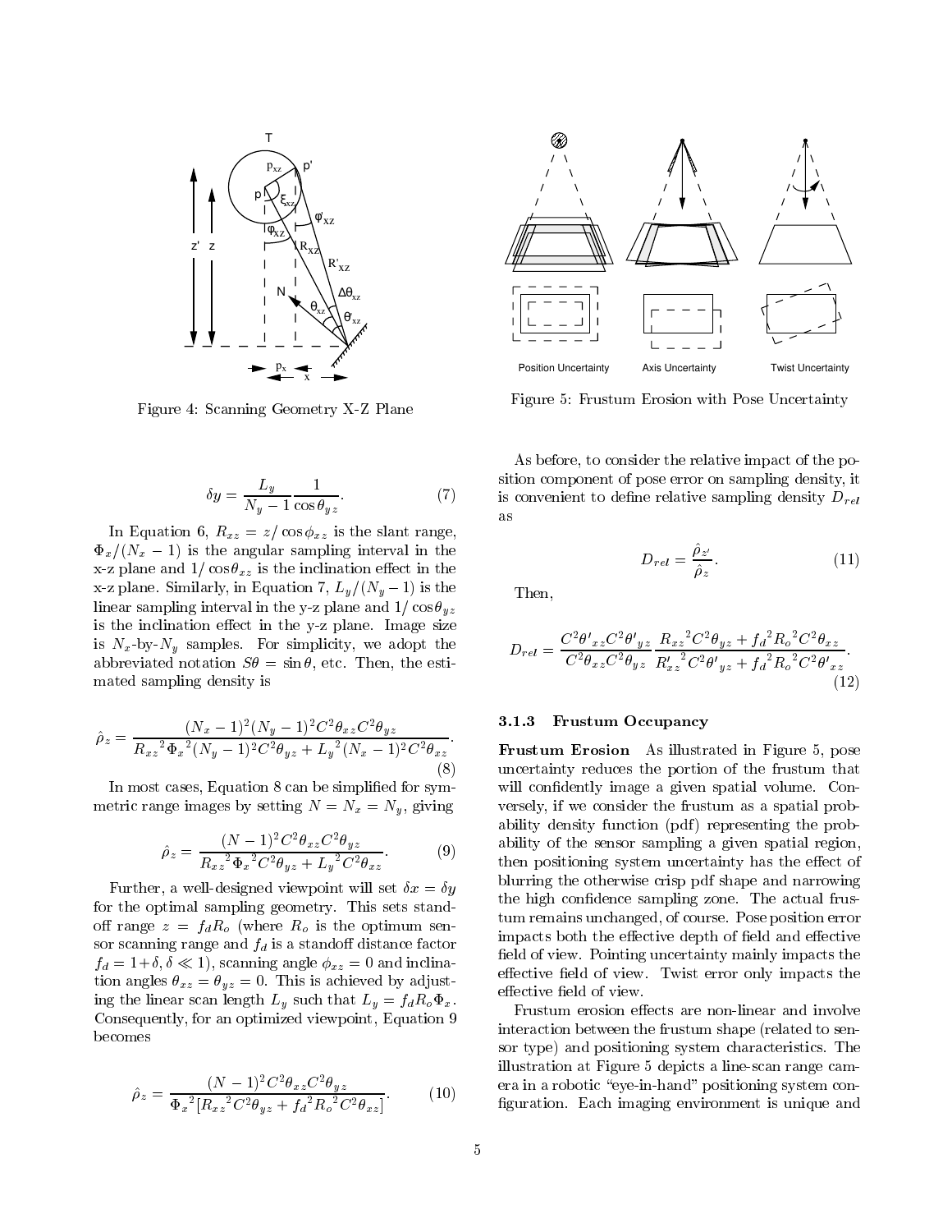Figure 4: Scanning Geometry X-Z Plane

$$\delta y = \frac{L_y}{N_y - 1} \frac{1}{\cos\theta_{yz}}. \tag{7}$$

In Equation 6, $R_{xz} = z/\cos\phi_{xz}$ is the slant range, $\Phi_x/(N_x - 1)$ is the angular sampling interval in the x-z plane and $1/\cos\theta_{xz}$ is the inclination effect in the x-z plane. Similarly, in Equation 7, $L_y/(N_y - 1)$ is the linear sampling interval in the y-z plane and $1/\cos\theta_{yz}$ is the inclination effect in the y-z plane. Image size is $N_x$-by-$N_y$ samples. For simplicity, we adopt the abbreviated notation $S\theta = \sin\theta$, etc. Then, the estimated sampling density is

$$\hat{\rho}_z = \frac{(N_x-1)^2(N_y-1)^2 C^2\theta_{xz}C^2\theta_{yz}}{{R_{xz}}^2{\Phi_x}^2(N_y-1)^2C^2\theta_{yz} + {L_y}^2(N_x-1)^2C^2\theta_{xz}}. \tag{8}$$

In most cases, Equation 8 can be simplified for symmetric range images by setting $N = N_x = N_y$, giving

$$\hat{\rho}_z = \frac{(N-1)^2 C^2\theta_{xz}C^2\theta_{yz}}{{R_{xz}}^2{\Phi_x}^2C^2\theta_{yz} + {L_y}^2C^2\theta_{xz}}. \tag{9}$$

Further, a well-designed viewpoint will set $\delta x = \delta y$ for the optimal sampling geometry. This sets standoff range $z = f_d R_o$ (where $R_o$ is the optimum sensor scanning range and $f_d$ is a standoff distance factor $f_d = 1+\delta, \delta \ll 1$), scanning angle $\phi_{xz} = 0$ and inclination angles $\theta_{xz} = \theta_{yz} = 0$. This is achieved by adjusting the linear scan length $L_y$ such that $L_y = f_d R_o \Phi_x$. Consequently, for an optimized viewpoint, Equation 9 becomes

$$\hat{\rho}_z = \frac{(N-1)^2 C^2\theta_{xz}C^2\theta_{yz}}{{\Phi_x}^2[{R_{xz}}^2C^2\theta_{yz} + {f_d}^2{R_o}^2C^2\theta_{xz}]}. \tag{10}$$

Figure 5: Frustum Erosion with Pose Uncertainty

As before, to consider the relative impact of the position component of pose error on sampling density, it is convenient to define relative sampling density $D_{rel}$ as

$$D_{rel} = \frac{\hat{\rho}_{z'}}{\hat{\rho}_z}. \tag{11}$$

Then,

$$D_{rel} = \frac{C^2\theta'_{xz}C^2\theta'_{yz}}{C^2\theta_{xz}C^2\theta_{yz}} \frac{{R_{xz}}^2C^2\theta_{yz} + {f_d}^2{R_o}^2C^2\theta_{xz}}{{R'_{xz}}^2C^2\theta'_{yz} + {f_d}^2{R_o}^2C^2\theta'_{xz}}. \tag{12}$$

### 3.1.3 Frustum Occupancy

**Frustum Erosion** As illustrated in Figure 5, pose uncertainty reduces the portion of the frustum that will confidently image a given spatial volume. Conversely, if we consider the frustum as a spatial probability density function (pdf) representing the probability of the sensor sampling a given spatial region, then positioning system uncertainty has the effect of blurring the otherwise crisp pdf shape and narrowing the high confidence sampling zone. The actual frustum remains unchanged, of course. Pose position error impacts both the effective depth of field and effective field of view. Pointing uncertainty mainly impacts the effective field of view. Twist error only impacts the effective field of view.

Frustum erosion effects are non-linear and involve interaction between the frustum shape (related to sensor type) and positioning system characteristics. The illustration at Figure 5 depicts a line-scan range camera in a robotic "eye-in-hand" positioning system configuration. Each imaging environment is unique and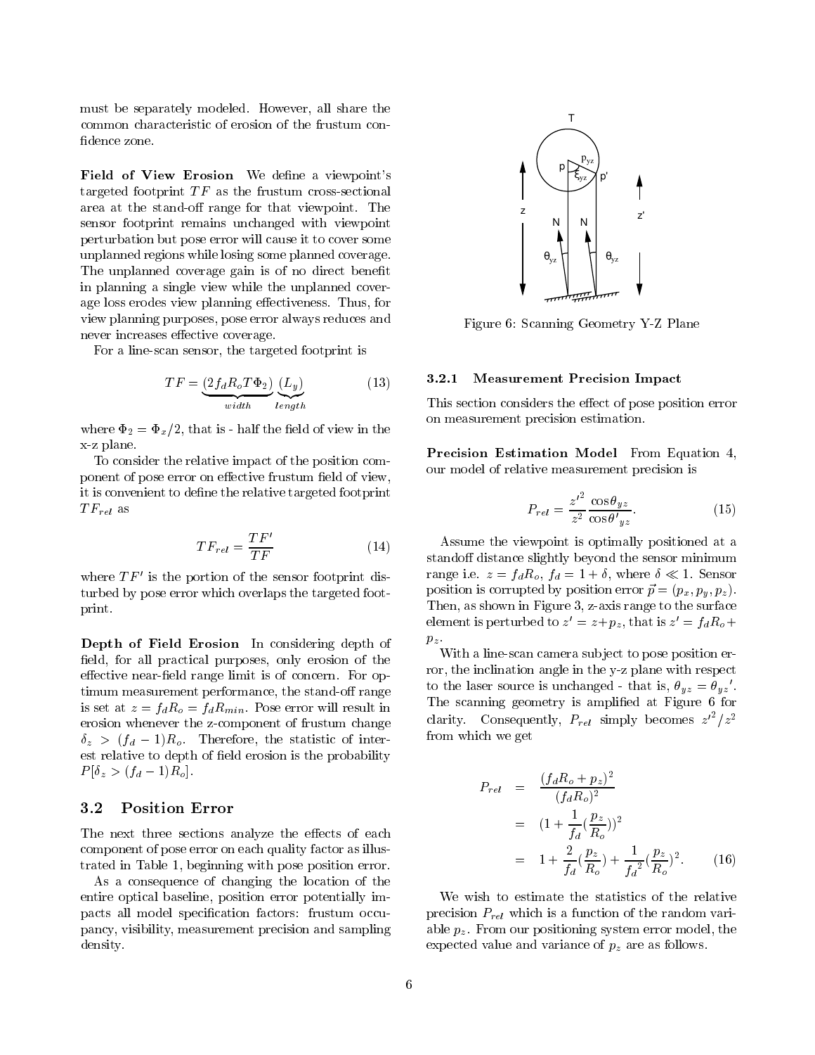must be separately modeled. However, all share the common characteristic of erosion of the frustum confidence zone.

**Field of View Erosion** We define a viewpoint's targeted footprint $TF$ as the frustum cross-sectional area at the stand-off range for that viewpoint. The sensor footprint remains unchanged with viewpoint perturbation but pose error will cause it to cover some unplanned regions while losing some planned coverage. The unplanned coverage gain is of no direct benefit in planning a single view while the unplanned coverage loss erodes view planning effectiveness. Thus, for view planning purposes, pose error always reduces and never increases effective coverage.

For a line-scan sensor, the targeted footprint is

$$TF = \underbrace{(2 f_d R_o T \Phi_2)}_{width} \underbrace{(L_y)}_{length} \tag{13}$$

where $\Phi_2 = \Phi_x/2$, that is - half the field of view in the x-z plane.

To consider the relative impact of the position component of pose error on effective frustum field of view, it is convenient to define the relative targeted footprint $TF_{rel}$ as

$$TF_{rel} = \frac{TF'}{TF} \tag{14}$$

where $TF'$ is the portion of the sensor footprint disturbed by pose error which overlaps the targeted footprint.

**Depth of Field Erosion** In considering depth of field, for all practical purposes, only erosion of the effective near-field range limit is of concern. For optimum measurement performance, the stand-off range is set at $z = f_d R_o = f_d R_{min}$. Pose error will result in erosion whenever the z-component of frustum change $\delta_z > (f_d - 1)R_o$. Therefore, the statistic of interest relative to depth of field erosion is the probability $P[\delta_z > (f_d - 1)R_o]$.

## 3.2 Position Error

The next three sections analyze the effects of each component of pose error on each quality factor as illustrated in Table 1, beginning with pose position error.

As a consequence of changing the location of the entire optical baseline, position error potentially impacts all model specification factors: frustum occupancy, visibility, measurement precision and sampling density.

Figure 6: Scanning Geometry Y-Z Plane

### 3.2.1 Measurement Precision Impact

This section considers the effect of pose position error on measurement precision estimation.

**Precision Estimation Model** From Equation 4, our model of relative measurement precision is

$$P_{rel} = \frac{z'^2}{z^2} \frac{\cos\theta_{yz}}{\cos\theta'_{yz}}. \tag{15}$$

Assume the viewpoint is optimally positioned at a standoff distance slightly beyond the sensor minimum range i.e. $z = f_d R_o$, $f_d = 1 + \delta$, where $\delta \ll 1$. Sensor position is corrupted by position error $\vec{p} = (p_x, p_y, p_z)$. Then, as shown in Figure 3, z-axis range to the surface element is perturbed to $z' = z + p_z$, that is $z' = f_d R_o + p_z$.

With a line-scan camera subject to pose position error, the inclination angle in the y-z plane with respect to the laser source is unchanged - that is, $\theta_{yz} = \theta_{yz}'$. The scanning geometry is amplified at Figure 6 for clarity. Consequently, $P_{rel}$ simply becomes $z'^2/z^2$ from which we get

$$\begin{aligned} P_{rel} &= \frac{(f_d R_o + p_z)^2}{(f_d R_o)^2} \\ &= (1 + \frac{1}{f_d}(\frac{p_z}{R_o}))^2 \\ &= 1 + \frac{2}{f_d}(\frac{p_z}{R_o}) + \frac{1}{{f_d}^2}(\frac{p_z}{R_o})^2. \end{aligned} \tag{16}$$

We wish to estimate the statistics of the relative precision $P_{rel}$ which is a function of the random variable $p_z$. From our positioning system error model, the expected value and variance of $p_z$ are as follows.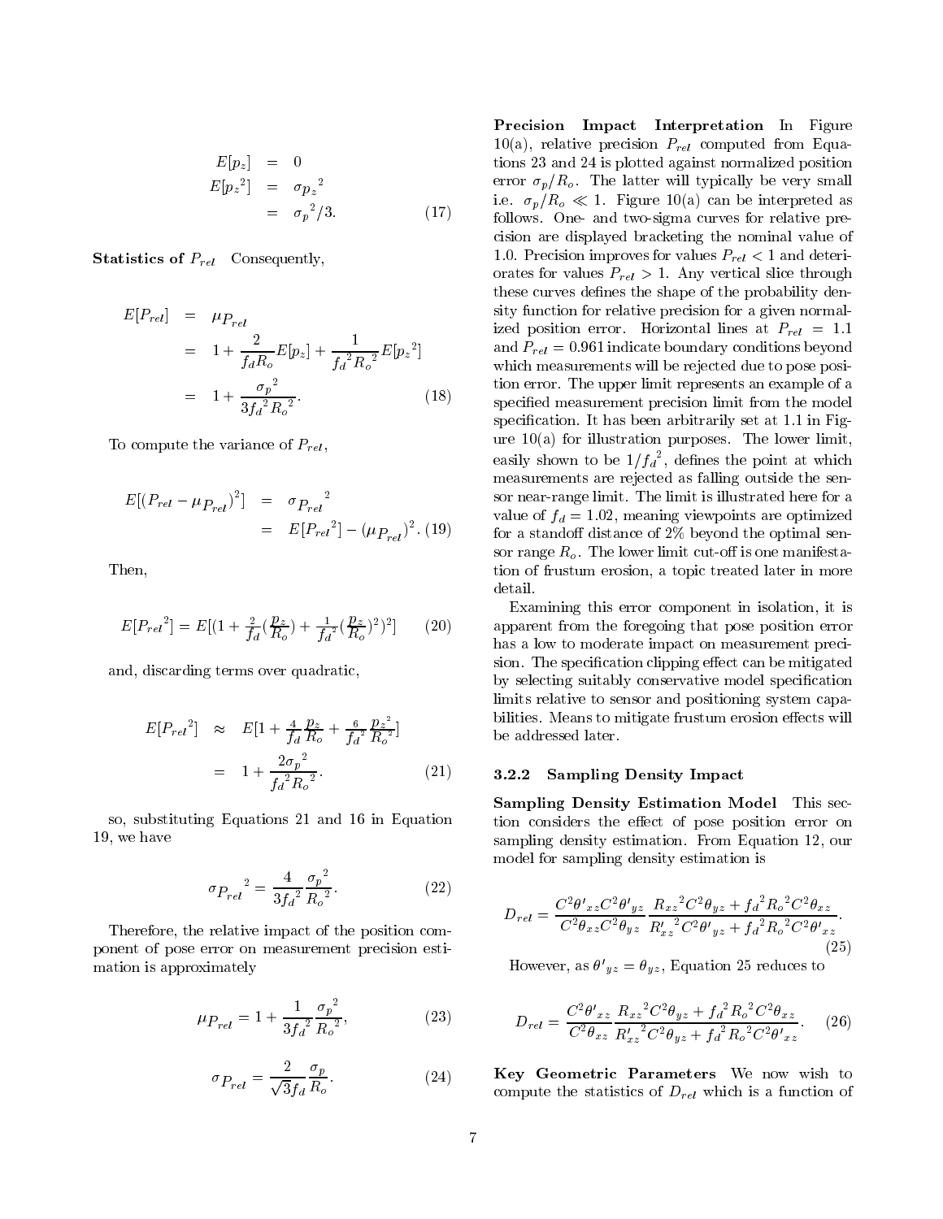$$
\begin{aligned}
E[p_z] &= 0 \\
E[{p_z}^2] &= {\sigma_{p_z}}^2 \\
&= {\sigma_p}^2/3. \qquad (17)
\end{aligned}
$$

**Statistics of $P_{rel}$** Consequently,

$$
\begin{aligned}
E[P_{rel}] &= \mu_{P_{rel}} \\
&= 1 + \frac{2}{f_d R_o} E[p_z] + \frac{1}{{f_d}^2 {R_o}^2} E[{p_z}^2] \\
&= 1 + \frac{{\sigma_p}^2}{3{f_d}^2 {R_o}^2}. \qquad (18)
\end{aligned}
$$

To compute the variance of $P_{rel}$,

$$
\begin{aligned}
E[(P_{rel} - \mu_{P_{rel}})^2] &= {\sigma_{P_{rel}}}^2 \\
&= E[{P_{rel}}^2] - (\mu_{P_{rel}})^2. \qquad (19)
\end{aligned}
$$

Then,

$$
E[{P_{rel}}^2] = E[(1 + \tfrac{2}{f_d}(\tfrac{p_z}{R_o}) + \tfrac{1}{{f_d}^2}(\tfrac{p_z}{R_o})^2)^2] \qquad (20)
$$

and, discarding terms over quadratic,

$$
\begin{aligned}
E[{P_{rel}}^2] &\approx E[1 + \tfrac{4}{f_d}\tfrac{p_z}{R_o} + \tfrac{6}{{f_d}^2}\tfrac{{p_z}^2}{{R_o}^2}] \\
&= 1 + \frac{2{\sigma_p}^2}{{f_d}^2 {R_o}^2}. \qquad (21)
\end{aligned}
$$

so, substituting Equations 21 and 16 in Equation 19, we have

$$
{\sigma_{P_{rel}}}^2 = \frac{4}{3{f_d}^2} \frac{{\sigma_p}^2}{{R_o}^2}. \qquad (22)
$$

Therefore, the relative impact of the position component of pose error on measurement precision estimation is approximately

$$
\mu_{P_{rel}} = 1 + \frac{1}{3{f_d}^2} \frac{{\sigma_p}^2}{{R_o}^2}, \qquad (23)
$$

$$
\sigma_{P_{rel}} = \frac{2}{\sqrt{3} f_d} \frac{\sigma_p}{R_o}. \qquad (24)
$$

**Precision Impact Interpretation** In Figure 10(a), relative precision $P_{rel}$ computed from Equations 23 and 24 is plotted against normalized position error $\sigma_p/R_o$. The latter will typically be very small i.e. $\sigma_p/R_o \ll 1$. Figure 10(a) can be interpreted as follows. One- and two-sigma curves for relative precision are displayed bracketing the nominal value of 1.0. Precision improves for values $P_{rel} < 1$ and deteriorates for values $P_{rel} > 1$. Any vertical slice through these curves defines the shape of the probability density function for relative precision for a given normalized position error. Horizontal lines at $P_{rel} = 1.1$ and $P_{rel} = 0.961$ indicate boundary conditions beyond which measurements will be rejected due to pose position error. The upper limit represents an example of a specified measurement precision limit from the model specification. It has been arbitrarily set at 1.1 in Figure 10(a) for illustration purposes. The lower limit, easily shown to be $1/{f_d}^2$, defines the point at which measurements are rejected as falling outside the sensor near-range limit. The limit is illustrated here for a value of $f_d = 1.02$, meaning viewpoints are optimized for a standoff distance of 2% beyond the optimal sensor range $R_o$. The lower limit cut-off is one manifestation of frustum erosion, a topic treated later in more detail.

Examining this error component in isolation, it is apparent from the foregoing that pose position error has a low to moderate impact on measurement precision. The specification clipping effect can be mitigated by selecting suitably conservative model specification limits relative to sensor and positioning system capabilities. Means to mitigate frustum erosion effects will be addressed later.

### 3.2.2 Sampling Density Impact

**Sampling Density Estimation Model** This section considers the effect of pose position error on sampling density estimation. From Equation 12, our model for sampling density estimation is

$$
D_{rel} = \frac{C^2\theta'_{xz} C^2\theta'_{yz}}{C^2\theta_{xz} C^2\theta_{yz}} \frac{{R_{xz}}^2 C^2\theta_{yz} + {f_d}^2 {R_o}^2 C^2\theta_{xz}}{{R'_{xz}}^2 C^2\theta'_{yz} + {f_d}^2 {R_o}^2 C^2\theta'_{xz}}. \qquad (25)
$$

However, as $\theta'_{yz} = \theta_{yz}$, Equation 25 reduces to

$$
D_{rel} = \frac{C^2\theta'_{xz}}{C^2\theta_{xz}} \frac{{R_{xz}}^2 C^2\theta_{yz} + {f_d}^2 {R_o}^2 C^2\theta_{xz}}{{R'_{xz}}^2 C^2\theta_{yz} + {f_d}^2 {R_o}^2 C^2\theta'_{xz}}. \qquad (26)
$$

**Key Geometric Parameters** We now wish to compute the statistics of $D_{rel}$ which is a function of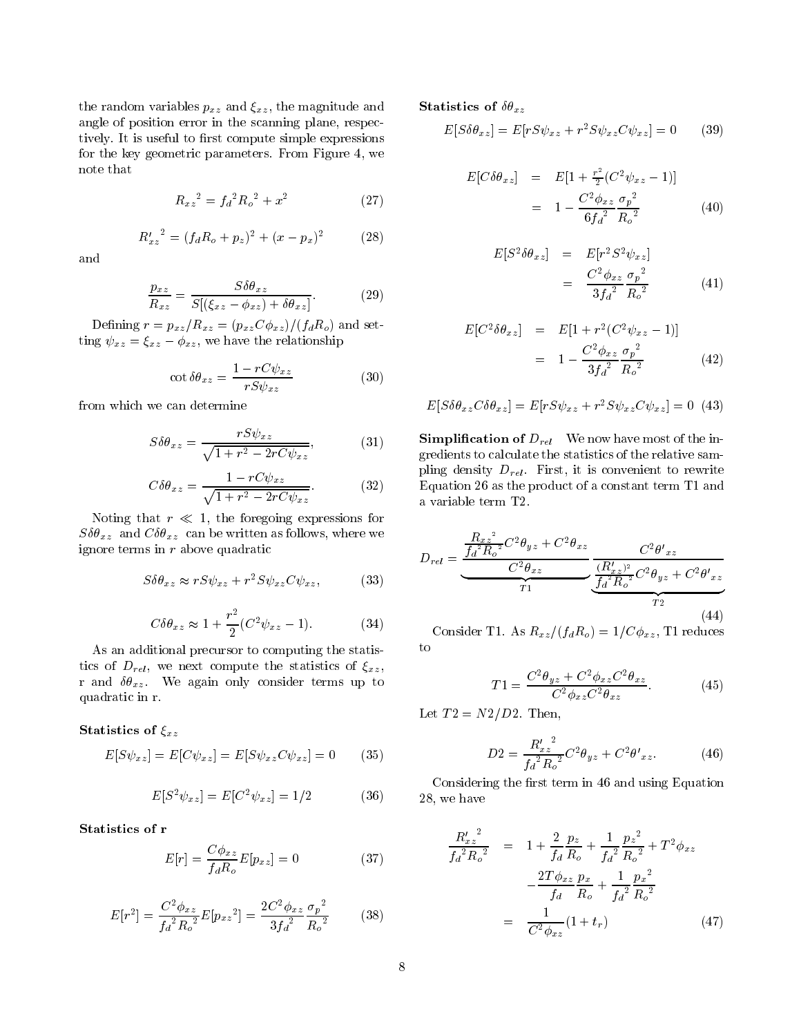the random variables $p_{xz}$ and $\xi_{xz}$, the magnitude and angle of position error in the scanning plane, respectively. It is useful to first compute simple expressions for the key geometric parameters. From Figure 4, we note that

$$R_{xz}{}^2 = f_d{}^2 R_o{}^2 + x^2 \tag{27}$$

$$R'_{xz}{}^2 = (f_d R_o + p_z)^2 + (x - p_x)^2 \tag{28}$$

and

$$\frac{p_{xz}}{R_{xz}} = \frac{S\delta\theta_{xz}}{S[(\xi_{xz} - \phi_{xz}) + \delta\theta_{xz}]}. \tag{29}$$

Defining $r = p_{xz}/R_{xz} = (p_{xz} C\phi_{xz})/(f_d R_o)$ and setting $\psi_{xz} = \xi_{xz} - \phi_{xz}$, we have the relationship

$$\cot \delta\theta_{xz} = \frac{1 - rC\psi_{xz}}{rS\psi_{xz}} \tag{30}$$

from which we can determine

$$S\delta\theta_{xz} = \frac{rS\psi_{xz}}{\sqrt{1 + r^2 - 2rC\psi_{xz}}}, \tag{31}$$

$$C\delta\theta_{xz} = \frac{1 - rC\psi_{xz}}{\sqrt{1 + r^2 - 2rC\psi_{xz}}}. \tag{32}$$

Noting that $r \ll 1$, the foregoing expressions for $S\delta\theta_{xz}$ and $C\delta\theta_{xz}$ can be written as follows, where we ignore terms in $r$ above quadratic

$$S\delta\theta_{xz} \approx rS\psi_{xz} + r^2 S\psi_{xz} C\psi_{xz}, \tag{33}$$

$$C\delta\theta_{xz} \approx 1 + \frac{r^2}{2}(C^2\psi_{xz} - 1). \tag{34}$$

As an additional precursor to computing the statistics of $D_{rel}$, we next compute the statistics of $\xi_{xz}$, r and $\delta\theta_{xz}$. We again only consider terms up to quadratic in r.

**Statistics of $\xi_{xz}$**

$$E[S\psi_{xz}] = E[C\psi_{xz}] = E[S\psi_{xz} C\psi_{xz}] = 0 \tag{35}$$

$$E[S^2\psi_{xz}] = E[C^2\psi_{xz}] = 1/2 \tag{36}$$

**Statistics of r**

$$E[r] = \frac{C\phi_{xz}}{f_d R_o} E[p_{xz}] = 0 \tag{37}$$

$$E[r^2] = \frac{C^2\phi_{xz}}{f_d{}^2 R_o{}^2} E[p_{xz}{}^2] = \frac{2C^2\phi_{xz}}{3f_d{}^2} \frac{\sigma_p{}^2}{R_o{}^2} \tag{38}$$

**Statistics of $\delta\theta_{xz}$**

$$E[S\delta\theta_{xz}] = E[rS\psi_{xz} + r^2 S\psi_{xz} C\psi_{xz}] = 0 \tag{39}$$

$$\begin{aligned} E[C\delta\theta_{xz}] &= E[1 + \tfrac{r^2}{2}(C^2\psi_{xz} - 1)] \\ &= 1 - \frac{C^2\phi_{xz}}{6f_d{}^2} \frac{\sigma_p{}^2}{R_o{}^2} \end{aligned} \tag{40}$$

$$\begin{aligned} E[S^2\delta\theta_{xz}] &= E[r^2 S^2\psi_{xz}] \\ &= \frac{C^2\phi_{xz}}{3f_d{}^2} \frac{\sigma_p{}^2}{R_o{}^2} \end{aligned} \tag{41}$$

$$\begin{aligned} E[C^2\delta\theta_{xz}] &= E[1 + r^2(C^2\psi_{xz} - 1)] \\ &= 1 - \frac{C^2\phi_{xz}}{3f_d{}^2} \frac{\sigma_p{}^2}{R_o{}^2} \end{aligned} \tag{42}$$

$$E[S\delta\theta_{xz} C\delta\theta_{xz}] = E[rS\psi_{xz} + r^2 S\psi_{xz} C\psi_{xz}] = 0 \tag{43}$$

**Simplification of $D_{rel}$** We now have most of the ingredients to calculate the statistics of the relative sampling density $D_{rel}$. First, it is convenient to rewrite Equation 26 as the product of a constant term T1 and a variable term T2.

$$D_{rel} = \underbrace{\frac{\frac{R_{xz}{}^2}{f_d{}^2 R_o{}^2} C^2\theta_{yz} + C^2\theta_{xz}}{C^2\theta_{xz}}}_{T1} \underbrace{\frac{C^2\theta'_{xz}}{\frac{(R'_{xz})^2}{f_d{}^2 R_o{}^2} C^2\theta_{yz} + C^2\theta'_{xz}}}_{T2} \tag{44}$$

Consider T1. As $R_{xz}/(f_d R_o) = 1/C\phi_{xz}$, T1 reduces to

$$T1 = \frac{C^2\theta_{yz} + C^2\phi_{xz} C^2\theta_{xz}}{C^2\phi_{xz} C^2\theta_{xz}}. \tag{45}$$

Let $T2 = N2/D2$. Then,

$$D2 = \frac{R'_{xz}{}^2}{f_d{}^2 R_o{}^2} C^2\theta_{yz} + C^2\theta'_{xz}. \tag{46}$$

Considering the first term in 46 and using Equation 28, we have

$$\begin{aligned} \frac{R'_{xz}{}^2}{f_d{}^2 R_o{}^2} &= 1 + \frac{2}{f_d}\frac{p_z}{R_o} + \frac{1}{f_d{}^2}\frac{p_z{}^2}{R_o{}^2} + T^2\phi_{xz} \\ &\quad - \frac{2T\phi_{xz}}{f_d}\frac{p_x}{R_o} + \frac{1}{f_d{}^2}\frac{p_x{}^2}{R_o{}^2} \\ &= \frac{1}{C^2\phi_{xz}}(1 + t_r) \end{aligned} \tag{47}$$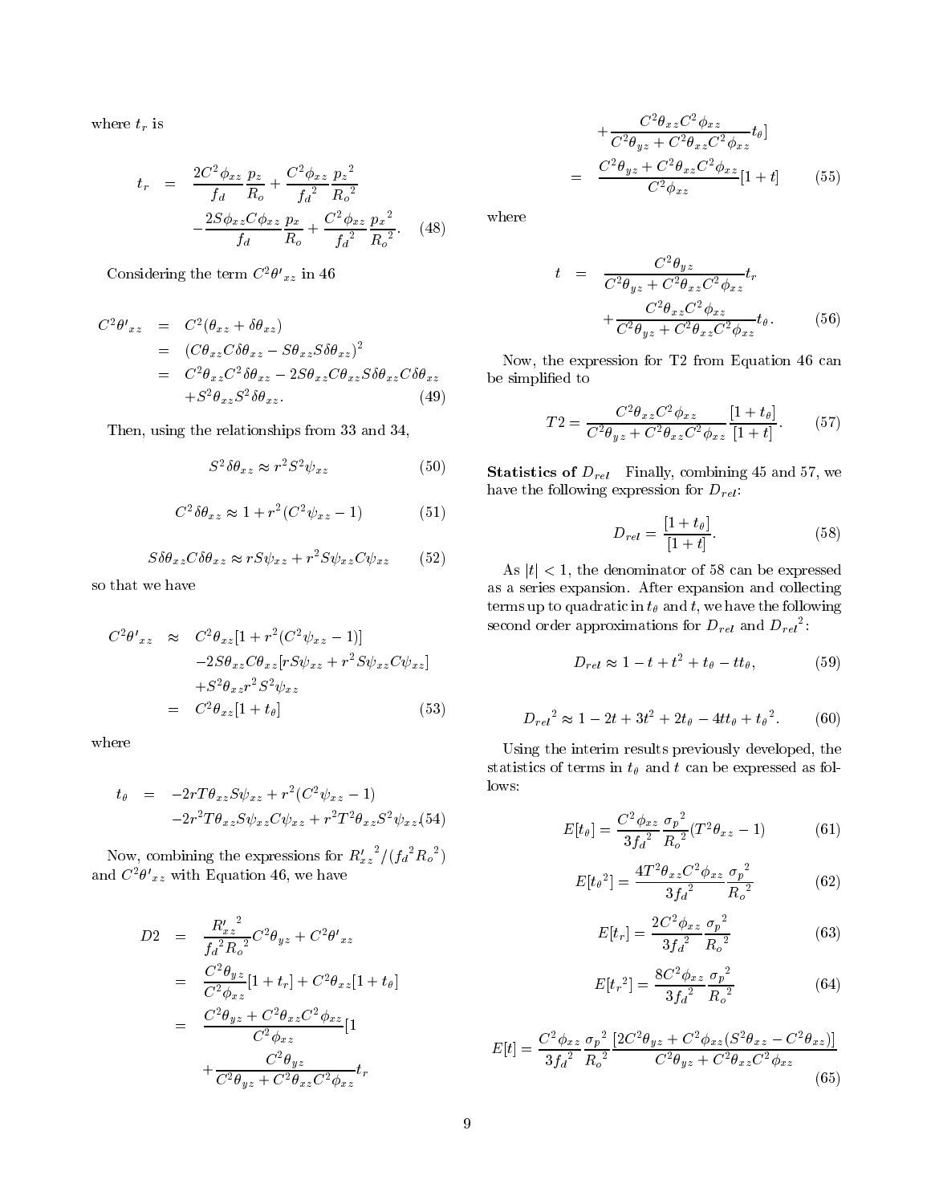where $t_r$ is

$$
\begin{aligned}
t_r &= \frac{2C^2\phi_{xz}}{f_d}\frac{p_z}{R_o} + \frac{C^2\phi_{xz}}{{f_d}^2}\frac{{p_z}^2}{{R_o}^2} \\
&\quad -\frac{2S\phi_{xz}C\phi_{xz}}{f_d}\frac{p_x}{R_o} + \frac{C^2\phi_{xz}}{{f_d}^2}\frac{{p_x}^2}{{R_o}^2}. \qquad (48)
\end{aligned}
$$

Considering the term $C^2\theta'_{xz}$ in 46

$$
\begin{aligned}
C^2\theta'_{xz} &= C^2(\theta_{xz} + \delta\theta_{xz}) \\
&= (C\theta_{xz}C\delta\theta_{xz} - S\theta_{xz}S\delta\theta_{xz})^2 \\
&= C^2\theta_{xz}C^2\delta\theta_{xz} - 2S\theta_{xz}C\theta_{xz}S\delta\theta_{xz}C\delta\theta_{xz} \\
&\quad + S^2\theta_{xz}S^2\delta\theta_{xz}. \qquad (49)
\end{aligned}
$$

Then, using the relationships from 33 and 34,

$$
S^2\delta\theta_{xz} \approx r^2 S^2\psi_{xz} \qquad (50)
$$

$$
C^2\delta\theta_{xz} \approx 1 + r^2(C^2\psi_{xz} - 1) \qquad (51)
$$

$$
S\delta\theta_{xz}C\delta\theta_{xz} \approx rS\psi_{xz} + r^2 S\psi_{xz}C\psi_{xz} \qquad (52)
$$

so that we have

$$
\begin{aligned}
C^2\theta'_{xz} &\approx C^2\theta_{xz}[1 + r^2(C^2\psi_{xz} - 1)] \\
&\quad -2S\theta_{xz}C\theta_{xz}[rS\psi_{xz} + r^2 S\psi_{xz}C\psi_{xz}] \\
&\quad +S^2\theta_{xz}r^2S^2\psi_{xz} \\
&= C^2\theta_{xz}[1 + t_\theta] \qquad (53)
\end{aligned}
$$

where

$$
\begin{aligned}
t_\theta &= -2rT\theta_{xz}S\psi_{xz} + r^2(C^2\psi_{xz} - 1) \\
&\quad -2r^2T\theta_{xz}S\psi_{xz}C\psi_{xz} + r^2T^2\theta_{xz}S^2\psi_{xz} \qquad (54)
\end{aligned}
$$

Now, combining the expressions for ${R'_{xz}}^2/({f_d}^2{R_o}^2)$ and $C^2\theta'_{xz}$ with Equation 46, we have

$$
\begin{aligned}
D2 &= \frac{{R'_{xz}}^2}{{f_d}^2{R_o}^2}C^2\theta_{yz} + C^2\theta'_{xz} \\
&= \frac{C^2\theta_{yz}}{C^2\phi_{xz}}[1 + t_r] + C^2\theta_{xz}[1 + t_\theta] \\
&= \frac{C^2\theta_{yz} + C^2\theta_{xz}C^2\phi_{xz}}{C^2\phi_{xz}}[1 \\
&\quad + \frac{C^2\theta_{yz}}{C^2\theta_{yz} + C^2\theta_{xz}C^2\phi_{xz}}t_r \\
&\quad + \frac{C^2\theta_{xz}C^2\phi_{xz}}{C^2\theta_{yz} + C^2\theta_{xz}C^2\phi_{xz}}t_\theta] \\
&= \frac{C^2\theta_{yz} + C^2\theta_{xz}C^2\phi_{xz}}{C^2\phi_{xz}}[1 + t] \qquad (55)
\end{aligned}
$$

where

$$
\begin{aligned}
t &= \frac{C^2\theta_{yz}}{C^2\theta_{yz} + C^2\theta_{xz}C^2\phi_{xz}}t_r \\
&\quad + \frac{C^2\theta_{xz}C^2\phi_{xz}}{C^2\theta_{yz} + C^2\theta_{xz}C^2\phi_{xz}}t_\theta. \qquad (56)
\end{aligned}
$$

Now, the expression for T2 from Equation 46 can be simplified to

$$
T2 = \frac{C^2\theta_{xz}C^2\phi_{xz}}{C^2\theta_{yz} + C^2\theta_{xz}C^2\phi_{xz}}\frac{[1 + t_\theta]}{[1 + t]}. \qquad (57)
$$

**Statistics of $D_{rel}$** Finally, combining 45 and 57, we have the following expression for $D_{rel}$:

$$
D_{rel} = \frac{[1 + t_\theta]}{[1 + t]}. \qquad (58)
$$

As $|t| < 1$, the denominator of 58 can be expressed as a series expansion. After expansion and collecting terms up to quadratic in $t_\theta$ and $t$, we have the following second order approximations for $D_{rel}$ and ${D_{rel}}^2$:

$$
D_{rel} \approx 1 - t + t^2 + t_\theta - tt_\theta, \qquad (59)
$$

$$
{D_{rel}}^2 \approx 1 - 2t + 3t^2 + 2t_\theta - 4tt_\theta + {t_\theta}^2. \qquad (60)
$$

Using the interim results previously developed, the statistics of terms in $t_\theta$ and $t$ can be expressed as follows:

$$
E[t_\theta] = \frac{C^2\phi_{xz}}{3{f_d}^2}\frac{{\sigma_p}^2}{{R_o}^2}(T^2\theta_{xz} - 1) \qquad (61)
$$

$$
E[{t_\theta}^2] = \frac{4T^2\theta_{xz}C^2\phi_{xz}}{3{f_d}^2}\frac{{\sigma_p}^2}{{R_o}^2} \qquad (62)
$$

$$
E[t_r] = \frac{2C^2\phi_{xz}}{3{f_d}^2}\frac{{\sigma_p}^2}{{R_o}^2} \qquad (63)
$$

$$
E[{t_r}^2] = \frac{8C^2\phi_{xz}}{3{f_d}^2}\frac{{\sigma_p}^2}{{R_o}^2} \qquad (64)
$$

$$
E[t] = \frac{C^2\phi_{xz}}{3{f_d}^2}\frac{{\sigma_p}^2}{{R_o}^2}\frac{[2C^2\theta_{yz} + C^2\phi_{xz}(S^2\theta_{xz} - C^2\theta_{xz})]}{C^2\theta_{yz} + C^2\theta_{xz}C^2\phi_{xz}} \qquad (65)
$$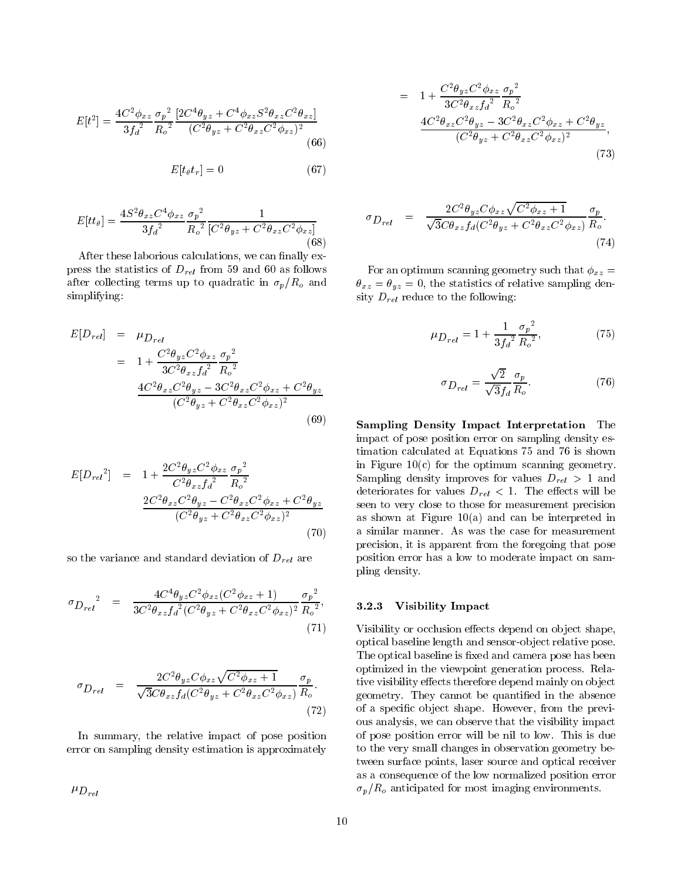$$E[t^2] = \frac{4C^2\phi_{xz}}{3f_d^{\,2}} \frac{\sigma_p^{\,2}}{R_o^{\,2}} \frac{[2C^4\theta_{yz} + C^4\phi_{xz}S^2\theta_{xz}C^2\theta_{xz}]}{(C^2\theta_{yz} + C^2\theta_{xz}C^2\phi_{xz})^2} \tag{66}$$

$$E[t_\theta t_r] = 0 \tag{67}$$

$$E[tt_\theta] = \frac{4S^2\theta_{xz}C^4\phi_{xz}}{3f_d^{\,2}} \frac{\sigma_p^{\,2}}{R_o^{\,2}} \frac{1}{[C^2\theta_{yz} + C^2\theta_{xz}C^2\phi_{xz}]} \tag{68}$$

After these laborious calculations, we can finally express the statistics of $D_{rel}$ from 59 and 60 as follows after collecting terms up to quadratic in $\sigma_p/R_o$ and simplifying:

$$\begin{aligned} E[D_{rel}] &= \mu_{D_{rel}} \\ &= 1 + \frac{C^2\theta_{yz}C^2\phi_{xz}}{3C^2\theta_{xz}f_d^{\,2}} \frac{\sigma_p^{\,2}}{R_o^{\,2}} \\ &\quad \frac{4C^2\theta_{xz}C^2\theta_{yz} - 3C^2\theta_{xz}C^2\phi_{xz} + C^2\theta_{yz}}{(C^2\theta_{yz} + C^2\theta_{xz}C^2\phi_{xz})^2} \end{aligned} \tag{69}$$

$$\begin{aligned} E[D_{rel}^{\,2}] &= 1 + \frac{2C^2\theta_{yz}C^2\phi_{xz}}{C^2\theta_{xz}f_d^{\,2}} \frac{\sigma_p^{\,2}}{R_o^{\,2}} \\ &\quad \frac{2C^2\theta_{xz}C^2\theta_{yz} - C^2\theta_{xz}C^2\phi_{xz} + C^2\theta_{yz}}{(C^2\theta_{yz} + C^2\theta_{xz}C^2\phi_{xz})^2} \end{aligned} \tag{70}$$

so the variance and standard deviation of $D_{rel}$ are

$$\sigma_{D_{rel}}^{\,2} = \frac{4C^4\theta_{yz}C^2\phi_{xz}(C^2\phi_{xz} + 1)}{3C^2\theta_{xz}f_d^{\,2}(C^2\theta_{yz} + C^2\theta_{xz}C^2\phi_{xz})^2} \frac{\sigma_p^{\,2}}{R_o^{\,2}}, \tag{71}$$

$$\sigma_{D_{rel}} = \frac{2C^2\theta_{yz}C\phi_{xz}\sqrt{C^2\phi_{xz} + 1}}{\sqrt{3}C\theta_{xz}f_d(C^2\theta_{yz} + C^2\theta_{xz}C^2\phi_{xz})} \frac{\sigma_p}{R_o}. \tag{72}$$

In summary, the relative impact of pose position error on sampling density estimation is approximately

$$\begin{aligned} \mu_{D_{rel}} &= 1 + \frac{C^2\theta_{yz}C^2\phi_{xz}}{3C^2\theta_{xz}f_d^{\,2}} \frac{\sigma_p^{\,2}}{R_o^{\,2}} \\ &\quad \frac{4C^2\theta_{xz}C^2\theta_{yz} - 3C^2\theta_{xz}C^2\phi_{xz} + C^2\theta_{yz}}{(C^2\theta_{yz} + C^2\theta_{xz}C^2\phi_{xz})^2}, \end{aligned} \tag{73}$$

$$\sigma_{D_{rel}} = \frac{2C^2\theta_{yz}C\phi_{xz}\sqrt{C^2\phi_{xz} + 1}}{\sqrt{3}C\theta_{xz}f_d(C^2\theta_{yz} + C^2\theta_{xz}C^2\phi_{xz})} \frac{\sigma_p}{R_o}. \tag{74}$$

For an optimum scanning geometry such that $\phi_{xz} = \theta_{xz} = \theta_{yz} = 0$, the statistics of relative sampling density $D_{rel}$ reduce to the following:

$$\mu_{D_{rel}} = 1 + \frac{1}{3f_d^{\,2}} \frac{\sigma_p^{\,2}}{R_o^{\,2}}, \tag{75}$$

$$\sigma_{D_{rel}} = \frac{\sqrt{2}}{\sqrt{3}f_d} \frac{\sigma_p}{R_o}. \tag{76}$$

**Sampling Density Impact Interpretation** The impact of pose position error on sampling density estimation calculated at Equations 75 and 76 is shown in Figure 10(c) for the optimum scanning geometry. Sampling density improves for values $D_{rel} > 1$ and deteriorates for values $D_{rel} < 1$. The effects will be seen to very close to those for measurement precision as shown at Figure 10(a) and can be interpreted in a similar manner. As was the case for measurement precision, it is apparent from the foregoing that pose position error has a low to moderate impact on sampling density.

### 3.2.3 Visibility Impact

Visibility or occlusion effects depend on object shape, optical baseline length and sensor-object relative pose. The optical baseline is fixed and camera pose has been optimized in the viewpoint generation process. Relative visibility effects therefore depend mainly on object geometry. They cannot be quantified in the absence of a specific object shape. However, from the previous analysis, we can observe that the visibility impact of pose position error will be nil to low. This is due to the very small changes in observation geometry between surface points, laser source and optical receiver as a consequence of the low normalized position error $\sigma_p/R_o$ anticipated for most imaging environments.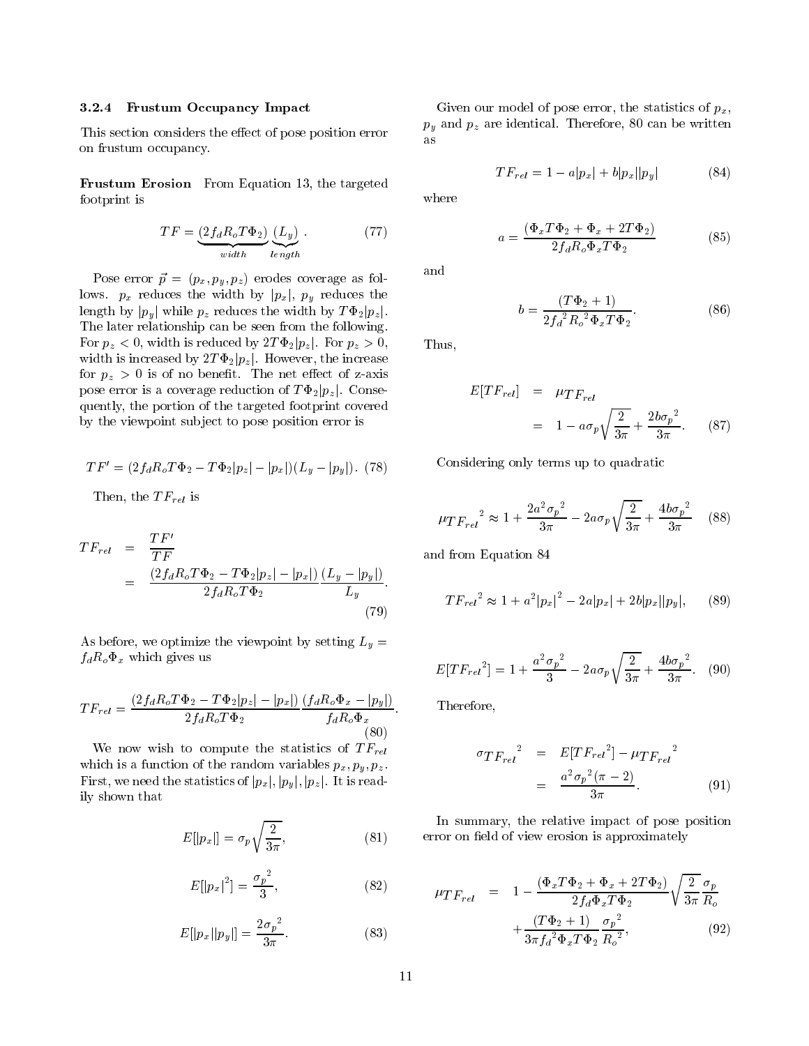#### 3.2.4 Frustum Occupancy Impact

This section considers the effect of pose position error on frustum occupancy.

**Frustum Erosion** From Equation 13, the targeted footprint is

$$TF = \underbrace{(2f_d R_o T\Phi_2)}_{width} \underbrace{(L_y)}_{length}. \tag{77}$$

Pose error $\vec{p} = (p_x, p_y, p_z)$ erodes coverage as follows. $p_x$ reduces the width by $|p_x|$, $p_y$ reduces the length by $|p_y|$ while $p_z$ reduces the width by $T\Phi_2|p_z|$. The later relationship can be seen from the following. For $p_z < 0$, width is reduced by $2T\Phi_2|p_z|$. For $p_z > 0$, width is increased by $2T\Phi_2|p_z|$. However, the increase for $p_z > 0$ is of no benefit. The net effect of z-axis pose error is a coverage reduction of $T\Phi_2|p_z|$. Consequently, the portion of the targeted footprint covered by the viewpoint subject to pose position error is

$$TF' = (2f_d R_o T\Phi_2 - T\Phi_2|p_z| - |p_x|)(L_y - |p_y|). \tag{78}$$

Then, the $TF_{rel}$ is

$$\begin{aligned} TF_{rel} &= \frac{TF'}{TF} \\ &= \frac{(2f_d R_o T\Phi_2 - T\Phi_2|p_z| - |p_x|)}{2f_d R_o T\Phi_2} \frac{(L_y - |p_y|)}{L_y}. \end{aligned} \tag{79}$$

As before, we optimize the viewpoint by setting $L_y = f_d R_o \Phi_x$ which gives us

$$TF_{rel} = \frac{(2f_d R_o T\Phi_2 - T\Phi_2|p_z| - |p_x|)}{2f_d R_o T\Phi_2} \frac{(f_d R_o \Phi_x - |p_y|)}{f_d R_o \Phi_x}. \tag{80}$$

We now wish to compute the statistics of $TF_{rel}$ which is a function of the random variables $p_x, p_y, p_z$. First, we need the statistics of $|p_x|, |p_y|, |p_z|$. It is readily shown that

$$E[|p_x|] = \sigma_p \sqrt{\frac{2}{3\pi}}, \tag{81}$$

$$E[|p_x|^2] = \frac{\sigma_p^2}{3}, \tag{82}$$

$$E[|p_x||p_y|] = \frac{2\sigma_p^2}{3\pi}. \tag{83}$$

Given our model of pose error, the statistics of $p_x$, $p_y$ and $p_z$ are identical. Therefore, 80 can be written as

$$TF_{rel} = 1 - a|p_x| + b|p_x||p_y| \tag{84}$$

where

$$a = \frac{(\Phi_x T\Phi_2 + \Phi_x + 2T\Phi_2)}{2f_d R_o \Phi_x T\Phi_2} \tag{85}$$

and

$$b = \frac{(T\Phi_2 + 1)}{2{f_d}^2 {R_o}^2 \Phi_x T\Phi_2}. \tag{86}$$

Thus,

$$\begin{aligned} E[TF_{rel}] &= \mu_{TF_{rel}} \\ &= 1 - a\sigma_p \sqrt{\frac{2}{3\pi}} + \frac{2b{\sigma_p}^2}{3\pi}. \end{aligned} \tag{87}$$

Considering only terms up to quadratic

$${\mu_{TF_{rel}}}^2 \approx 1 + \frac{2a^2{\sigma_p}^2}{3\pi} - 2a\sigma_p\sqrt{\frac{2}{3\pi}} + \frac{4b{\sigma_p}^2}{3\pi} \tag{88}$$

and from Equation 84

$${TF_{rel}}^2 \approx 1 + a^2|p_x|^2 - 2a|p_x| + 2b|p_x||p_y|, \tag{89}$$

$$E[{TF_{rel}}^2] = 1 + \frac{a^2{\sigma_p}^2}{3} - 2a\sigma_p\sqrt{\frac{2}{3\pi}} + \frac{4b{\sigma_p}^2}{3\pi}. \tag{90}$$

Therefore,

$$\begin{aligned} {\sigma_{TF_{rel}}}^2 &= E[{TF_{rel}}^2] - {\mu_{TF_{rel}}}^2 \\ &= \frac{a^2{\sigma_p}^2(\pi - 2)}{3\pi}. \end{aligned} \tag{91}$$

In summary, the relative impact of pose position error on field of view erosion is approximately

$$\begin{aligned} \mu_{TF_{rel}} &= 1 - \frac{(\Phi_x T\Phi_2 + \Phi_x + 2T\Phi_2)}{2f_d \Phi_x T\Phi_2} \sqrt{\frac{2}{3\pi}} \frac{\sigma_p}{R_o} \\ &\quad + \frac{(T\Phi_2 + 1)}{3\pi {f_d}^2 \Phi_x T\Phi_2} \frac{{\sigma_p}^2}{{R_o}^2}, \end{aligned} \tag{92}$$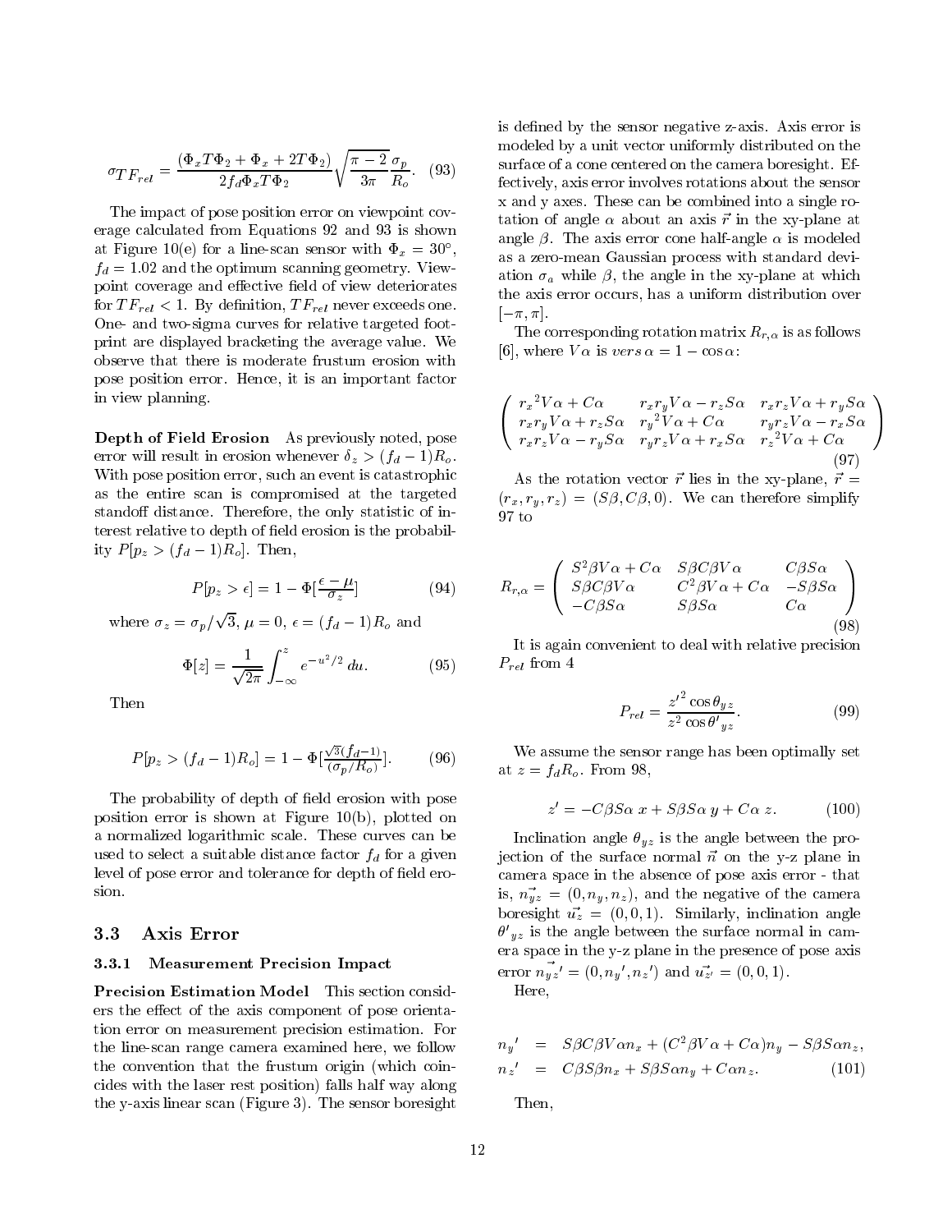$$\sigma_{TF_{rel}} = \frac{(\Phi_x T\Phi_2 + \Phi_x + 2T\Phi_2)}{2f_d \Phi_x T\Phi_2} \sqrt{\frac{\pi - 2}{3\pi}} \frac{\sigma_p}{R_o}. \quad (93)$$

The impact of pose position error on viewpoint coverage calculated from Equations 92 and 93 is shown at Figure 10(e) for a line-scan sensor with $\Phi_x = 30°$, $f_d = 1.02$ and the optimum scanning geometry. Viewpoint coverage and effective field of view deteriorates for $TF_{rel} < 1$. By definition, $TF_{rel}$ never exceeds one. One- and two-sigma curves for relative targeted footprint are displayed bracketing the average value. We observe that there is moderate frustum erosion with pose position error. Hence, it is an important factor in view planning.

**Depth of Field Erosion** As previously noted, pose error will result in erosion whenever $\delta_z > (f_d - 1)R_o$. With pose position error, such an event is catastrophic as the entire scan is compromised at the targeted standoff distance. Therefore, the only statistic of interest relative to depth of field erosion is the probability $P[p_z > (f_d - 1)R_o]$. Then,

$$P[p_z > \epsilon] = 1 - \Phi[\frac{\epsilon - \mu}{\sigma_z}] \quad (94)$$

where $\sigma_z = \sigma_p/\sqrt{3}$, $\mu = 0$, $\epsilon = (f_d - 1)R_o$ and

$$\Phi[z] = \frac{1}{\sqrt{2\pi}} \int_{-\infty}^{z} e^{-u^2/2}\, du. \quad (95)$$

Then

$$P[p_z > (f_d - 1)R_o] = 1 - \Phi[\frac{\sqrt{3}(f_d - 1)}{(\sigma_p/R_o)}]. \quad (96)$$

The probability of depth of field erosion with pose position error is shown at Figure 10(b), plotted on a normalized logarithmic scale. These curves can be used to select a suitable distance factor $f_d$ for a given level of pose error and tolerance for depth of field erosion.

## 3.3 Axis Error

### 3.3.1 Measurement Precision Impact

**Precision Estimation Model** This section considers the effect of the axis component of pose orientation error on measurement precision estimation. For the line-scan range camera examined here, we follow the convention that the frustum origin (which coincides with the laser rest position) falls half way along the y-axis linear scan (Figure 3). The sensor boresight is defined by the sensor negative z-axis. Axis error is modeled by a unit vector uniformly distributed on the surface of a cone centered on the camera boresight. Effectively, axis error involves rotations about the sensor x and y axes. These can be combined into a single rotation of angle $\alpha$ about an axis $\vec{r}$ in the xy-plane at angle $\beta$. The axis error cone half-angle $\alpha$ is modeled as a zero-mean Gaussian process with standard deviation $\sigma_a$ while $\beta$, the angle in the xy-plane at which the axis error occurs, has a uniform distribution over $[-\pi, \pi]$.

The corresponding rotation matrix $R_{r,\alpha}$ is as follows [6], where $V\alpha$ is $vers\,\alpha = 1 - \cos\alpha$:

$$\begin{pmatrix} {r_x}^2 V\alpha + C\alpha & r_x r_y V\alpha - r_z S\alpha & r_x r_z V\alpha + r_y S\alpha \\ r_x r_y V\alpha + r_z S\alpha & {r_y}^2 V\alpha + C\alpha & r_y r_z V\alpha - r_x S\alpha \\ r_x r_z V\alpha - r_y S\alpha & r_y r_z V\alpha + r_x S\alpha & {r_z}^2 V\alpha + C\alpha \end{pmatrix} \quad (97)$$

As the rotation vector $\vec{r}$ lies in the xy-plane, $\vec{r} = (r_x, r_y, r_z) = (S\beta, C\beta, 0)$. We can therefore simplify 97 to

$$R_{r,\alpha} = \begin{pmatrix} S^2\beta V\alpha + C\alpha & S\beta C\beta V\alpha & C\beta S\alpha \\ S\beta C\beta V\alpha & C^2\beta V\alpha + C\alpha & -S\beta S\alpha \\ -C\beta S\alpha & S\beta S\alpha & C\alpha \end{pmatrix} \quad (98)$$

It is again convenient to deal with relative precision $P_{rel}$ from 4

$$P_{rel} = \frac{{z'}^2 \cos\theta_{yz}}{z^2 \cos{\theta'}_{yz}}. \quad (99)$$

We assume the sensor range has been optimally set at $z = f_d R_o$. From 98,

$$z' = -C\beta S\alpha\, x + S\beta S\alpha\, y + C\alpha\, z. \quad (100)$$

Inclination angle $\theta_{yz}$ is the angle between the projection of the surface normal $\vec{n}$ on the y-z plane in camera space in the absence of pose axis error - that is, $\vec{n_{yz}} = (0, n_y, n_z)$, and the negative of the camera boresight $\vec{u_z} = (0, 0, 1)$. Similarly, inclination angle ${\theta'}_{yz}$ is the angle between the surface normal in camera space in the y-z plane in the presence of pose axis error $\vec{n_{yz}}' = (0, {n_y}', {n_z}')$ and $\vec{u_{z'}} = (0, 0, 1)$.

Here,

$$\begin{aligned} {n_y}' &= S\beta C\beta V\alpha n_x + (C^2\beta V\alpha + C\alpha)n_y - S\beta S\alpha n_z, \\ {n_z}' &= C\beta S\beta n_x + S\beta S\alpha n_y + C\alpha n_z. \end{aligned} \quad (101)$$

Then,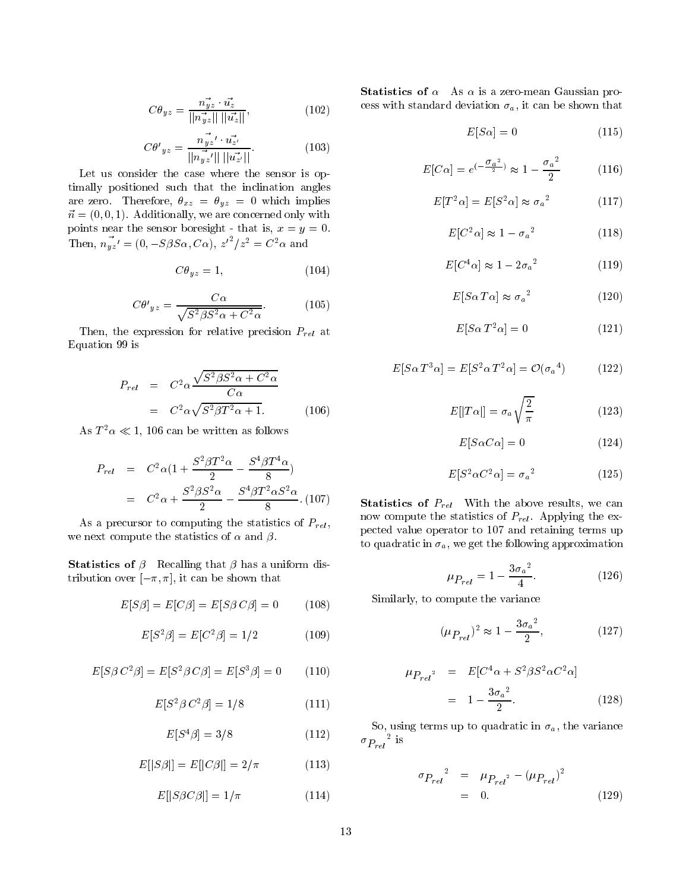$$C\theta_{yz} = \frac{\vec{n_{yz}} \cdot \vec{u_z}}{||\vec{n_{yz}}|| \, ||\vec{u_z}||}, \tag{102}$$

$$C\theta'_{yz} = \frac{\vec{n_{yz}}' \cdot \vec{u_{z'}}}{||\vec{n_{yz}}'|| \, ||\vec{u_{z'}}||}. \tag{103}$$

Let us consider the case where the sensor is optimally positioned such that the inclination angles are zero. Therefore, $\theta_{xz} = \theta_{yz} = 0$ which implies $\vec{n} = (0, 0, 1)$. Additionally, we are concerned only with points near the sensor boresight - that is, $x = y = 0$. Then, $\vec{n_{yz}}' = (0, -S\beta S\alpha, C\alpha)$, $z'^2/z^2 = C^2\alpha$ and

$$C\theta_{yz} = 1, \tag{104}$$

$$C\theta'_{yz} = \frac{C\alpha}{\sqrt{S^2\beta S^2\alpha + C^2\alpha}}. \tag{105}$$

Then, the expression for relative precision $P_{rel}$ at Equation 99 is

$$\begin{aligned} P_{rel} &= C^2\alpha \frac{\sqrt{S^2\beta S^2\alpha + C^2\alpha}}{C\alpha} \\ &= C^2\alpha\sqrt{S^2\beta T^2\alpha + 1}. \end{aligned} \tag{106}$$

As $T^2\alpha \ll 1$, 106 can be written as follows

$$\begin{aligned} P_{rel} &= C^2\alpha\left(1 + \frac{S^2\beta T^2\alpha}{2} - \frac{S^4\beta T^4\alpha}{8}\right) \\ &= C^2\alpha + \frac{S^2\beta S^2\alpha}{2} - \frac{S^4\beta T^2\alpha S^2\alpha}{8}. \end{aligned} \tag{107}$$

As a precursor to computing the statistics of $P_{rel}$, we next compute the statistics of $\alpha$ and $\beta$.

**Statistics of $\beta$** Recalling that $\beta$ has a uniform distribution over $[-\pi, \pi]$, it can be shown that

$$E[S\beta] = E[C\beta] = E[S\beta\, C\beta] = 0 \tag{108}$$

$$E[S^2\beta] = E[C^2\beta] = 1/2 \tag{109}$$

$$E[S\beta\, C^2\beta] = E[S^2\beta\, C\beta] = E[S^3\beta] = 0 \tag{110}$$

$$E[S^2\beta\, C^2\beta] = 1/8 \tag{111}$$

$$E[S^4\beta] = 3/8 \tag{112}$$

$$E[|S\beta|] = E[|C\beta|] = 2/\pi \tag{113}$$

$$E[|S\beta C\beta|] = 1/\pi \tag{114}$$

**Statistics of $\alpha$** As $\alpha$ is a zero-mean Gaussian process with standard deviation $\sigma_a$, it can be shown that

$$E[S\alpha] = 0 \tag{115}$$

$$E[C\alpha] = e^{(-\frac{\sigma_a{}^2}{2})} \approx 1 - \frac{\sigma_a{}^2}{2} \tag{116}$$

$$E[T^2\alpha] = E[S^2\alpha] \approx \sigma_a{}^2 \tag{117}$$

$$E[C^2\alpha] \approx 1 - \sigma_a{}^2 \tag{118}$$

$$E[C^4\alpha] \approx 1 - 2\sigma_a{}^2 \tag{119}$$

$$E[S\alpha\, T\alpha] \approx \sigma_a{}^2 \tag{120}$$

$$E[S\alpha\, T^2\alpha] = 0 \tag{121}$$

$$E[S\alpha\, T^3\alpha] = E[S^2\alpha\, T^2\alpha] = \mathcal{O}(\sigma_a{}^4) \tag{122}$$

$$E[|T\alpha|] = \sigma_a\sqrt{\frac{2}{\pi}} \tag{123}$$

$$E[S\alpha C\alpha] = 0 \tag{124}$$

$$E[S^2\alpha C^2\alpha] = \sigma_a{}^2 \tag{125}$$

**Statistics of $P_{rel}$** With the above results, we can now compute the statistics of $P_{rel}$. Applying the expected value operator to 107 and retaining terms up to quadratic in $\sigma_a$, we get the following approximation

$$\mu_{P_{rel}} = 1 - \frac{3\sigma_a{}^2}{4}. \tag{126}$$

Similarly, to compute the variance

$$(\mu_{P_{rel}})^2 \approx 1 - \frac{3\sigma_a{}^2}{2}, \tag{127}$$

$$\begin{aligned} \mu_{P_{rel}{}^2} &= E[C^4\alpha + S^2\beta S^2\alpha C^2\alpha] \\ &= 1 - \frac{3\sigma_a{}^2}{2}. \end{aligned} \tag{128}$$

So, using terms up to quadratic in $\sigma_a$, the variance $\sigma_{P_{rel}}{}^2$ is

$$\begin{aligned} \sigma_{P_{rel}}{}^2 &= \mu_{P_{rel}{}^2} - (\mu_{P_{rel}})^2 \\ &= 0. \end{aligned} \tag{129}$$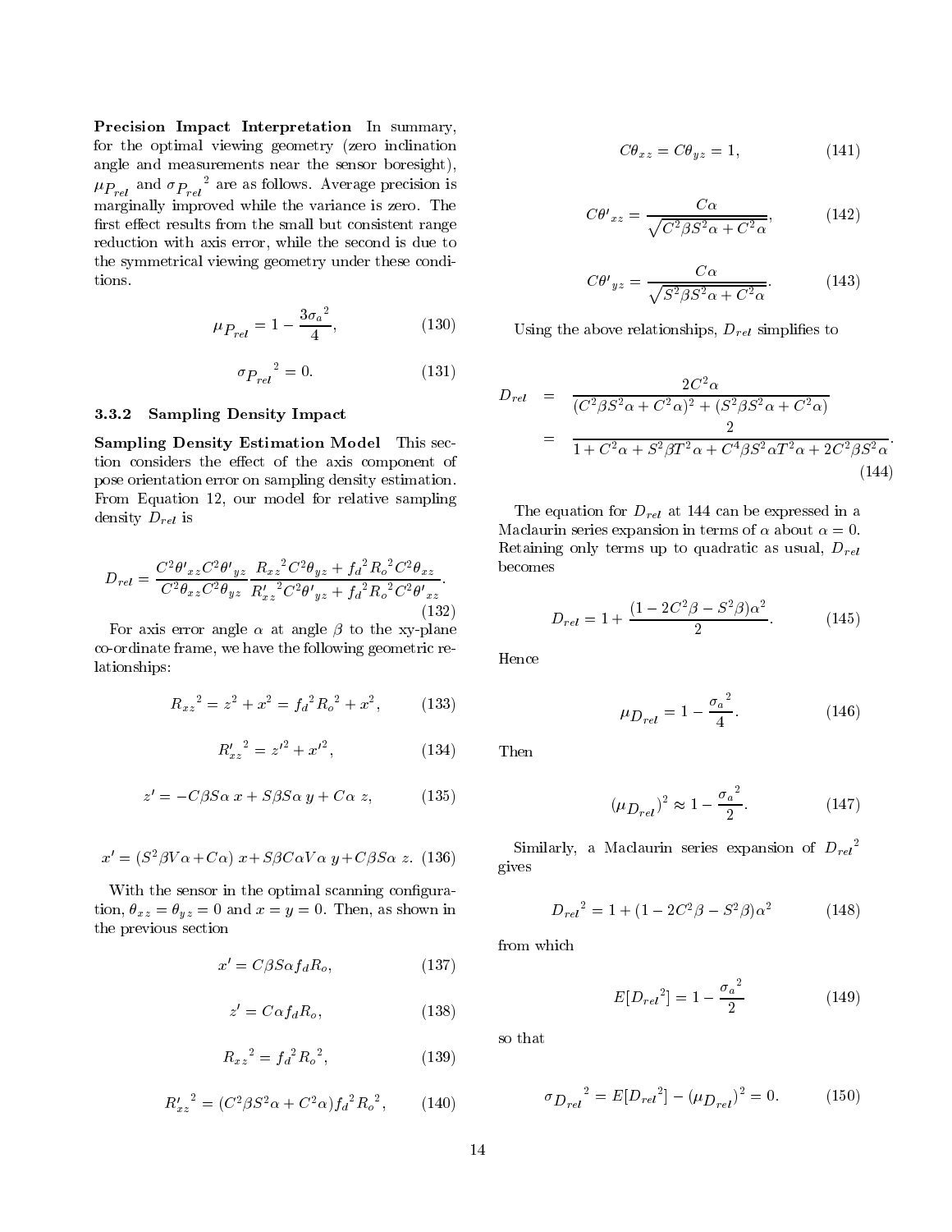**Precision Impact Interpretation** In summary, for the optimal viewing geometry (zero inclination angle and measurements near the sensor boresight), $\mu_{P_{rel}}$ and $\sigma_{P_{rel}}{}^2$ are as follows. Average precision is marginally improved while the variance is zero. The first effect results from the small but consistent range reduction with axis error, while the second is due to the symmetrical viewing geometry under these conditions.

$$\mu_{P_{rel}} = 1 - \frac{3\sigma_a{}^2}{4}, \tag{130}$$

$$\sigma_{P_{rel}}{}^2 = 0. \tag{131}$$

### 3.3.2 Sampling Density Impact

**Sampling Density Estimation Model** This section considers the effect of the axis component of pose orientation error on sampling density estimation. From Equation 12, our model for relative sampling density $D_{rel}$ is

$$D_{rel} = \frac{C^2\theta'_{xz} C^2\theta'_{yz}}{C^2\theta_{xz} C^2\theta_{yz}} \frac{R_{xz}{}^2 C^2\theta_{yz} + f_d{}^2 R_o{}^2 C^2\theta_{xz}}{R'^2_{xz} C^2\theta'_{yz} + f_d{}^2 R_o{}^2 C^2\theta'_{xz}}. \tag{132}$$

For axis error angle $\alpha$ at angle $\beta$ to the xy-plane co-ordinate frame, we have the following geometric relationships:

$$R_{xz}{}^2 = z^2 + x^2 = f_d{}^2 R_o{}^2 + x^2, \tag{133}$$

$$R'^2_{xz} = z'^2 + x'^2, \tag{134}$$

$$z' = -C\beta S\alpha\, x + S\beta S\alpha\, y + C\alpha\, z, \tag{135}$$

$$x' = (S^2\beta V\alpha + C\alpha)\, x + S\beta C\alpha V\alpha\, y + C\beta S\alpha\, z. \tag{136}$$

With the sensor in the optimal scanning configuration, $\theta_{xz} = \theta_{yz} = 0$ and $x = y = 0$. Then, as shown in the previous section

$$x' = C\beta S\alpha f_d R_o, \tag{137}$$

$$z' = C\alpha f_d R_o, \tag{138}$$

$$R_{xz}{}^2 = f_d{}^2 R_o{}^2, \tag{139}$$

$$R'^2_{xz} = (C^2\beta S^2\alpha + C^2\alpha) f_d{}^2 R_o{}^2, \tag{140}$$

$$C\theta_{xz} = C\theta_{yz} = 1, \tag{141}$$

$$C\theta'_{xz} = \frac{C\alpha}{\sqrt{C^2\beta S^2\alpha + C^2\alpha}}, \tag{142}$$

$$C\theta'_{yz} = \frac{C\alpha}{\sqrt{S^2\beta S^2\alpha + C^2\alpha}}. \tag{143}$$

Using the above relationships, $D_{rel}$ simplifies to

$$\begin{aligned} D_{rel} &= \frac{2C^2\alpha}{(C^2\beta S^2\alpha + C^2\alpha)^2 + (S^2\beta S^2\alpha + C^2\alpha)} \\ &= \frac{2}{1 + C^2\alpha + S^2\beta T^2\alpha + C^4\beta S^2\alpha T^2\alpha + 2C^2\beta S^2\alpha}. \end{aligned} \tag{144}$$

The equation for $D_{rel}$ at 144 can be expressed in a Maclaurin series expansion in terms of $\alpha$ about $\alpha = 0$. Retaining only terms up to quadratic as usual, $D_{rel}$ becomes

$$D_{rel} = 1 + \frac{(1 - 2C^2\beta - S^2\beta)\alpha^2}{2}. \tag{145}$$

Hence

$$\mu_{D_{rel}} = 1 - \frac{\sigma_a{}^2}{4}. \tag{146}$$

Then

$$(\mu_{D_{rel}})^2 \approx 1 - \frac{\sigma_a{}^2}{2}. \tag{147}$$

Similarly, a Maclaurin series expansion of $D_{rel}{}^2$ gives

$$D_{rel}{}^2 = 1 + (1 - 2C^2\beta - S^2\beta)\alpha^2 \tag{148}$$

from which

$$E[D_{rel}{}^2] = 1 - \frac{\sigma_a{}^2}{2} \tag{149}$$

so that

$$\sigma_{D_{rel}}{}^2 = E[D_{rel}{}^2] - (\mu_{D_{rel}})^2 = 0. \tag{150}$$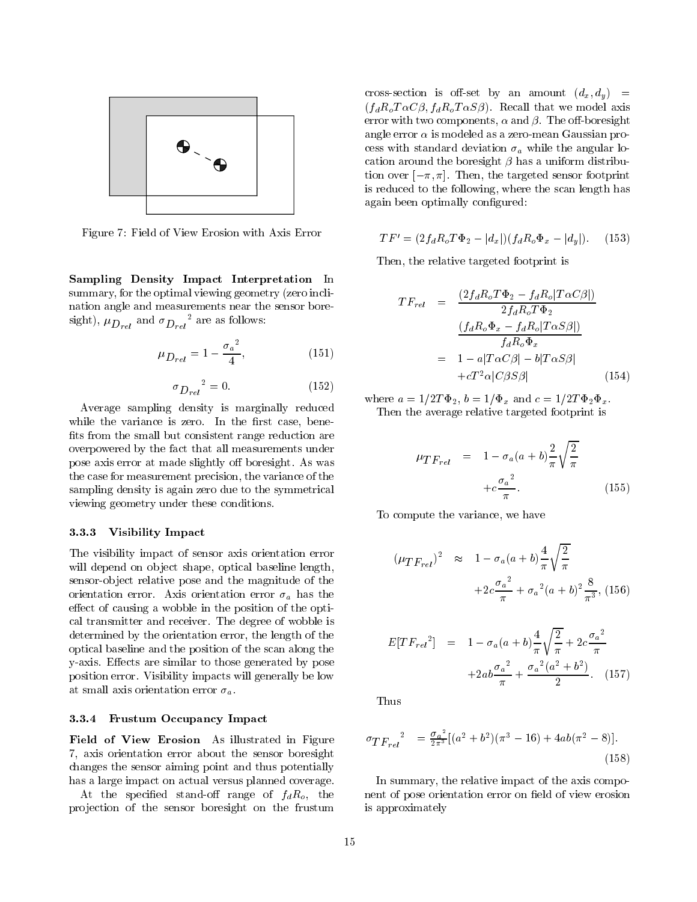Figure 7: Field of View Erosion with Axis Error

**Sampling Density Impact Interpretation** In summary, for the optimal viewing geometry (zero inclination angle and measurements near the sensor boresight), $\mu_{D_{rel}}$ and ${\sigma_{D_{rel}}}^2$ are as follows:

$$\mu_{D_{rel}} = 1 - \frac{{\sigma_a}^2}{4}, \tag{151}$$

$${\sigma_{D_{rel}}}^2 = 0. \tag{152}$$

Average sampling density is marginally reduced while the variance is zero. In the first case, benefits from the small but consistent range reduction are overpowered by the fact that all measurements under pose axis error at made slightly off boresight. As was the case for measurement precision, the variance of the sampling density is again zero due to the symmetrical viewing geometry under these conditions.

### 3.3.3 Visibility Impact

The visibility impact of sensor axis orientation error will depend on object shape, optical baseline length, sensor-object relative pose and the magnitude of the orientation error. Axis orientation error $\sigma_a$ has the effect of causing a wobble in the position of the optical transmitter and receiver. The degree of wobble is determined by the orientation error, the length of the optical baseline and the position of the scan along the y-axis. Effects are similar to those generated by pose position error. Visibility impacts will generally be low at small axis orientation error $\sigma_a$.

### 3.3.4 Frustum Occupancy Impact

**Field of View Erosion** As illustrated in Figure 7, axis orientation error about the sensor boresight changes the sensor aiming point and thus potentially has a large impact on actual versus planned coverage.

At the specified stand-off range of $f_d R_o$, the projection of the sensor boresight on the frustum cross-section is off-set by an amount $(d_x, d_y) = (f_d R_o T \alpha C\beta, f_d R_o T \alpha S\beta)$. Recall that we model axis error with two components, $\alpha$ and $\beta$. The off-boresight angle error $\alpha$ is modeled as a zero-mean Gaussian process with standard deviation $\sigma_a$ while the angular location around the boresight $\beta$ has a uniform distribution over $[-\pi, \pi]$. Then, the targeted sensor footprint is reduced to the following, where the scan length has again been optimally configured:

$$TF' = (2 f_d R_o T \Phi_2 - |d_x|)(f_d R_o \Phi_x - |d_y|). \tag{153}$$

Then, the relative targeted footprint is

$$\begin{aligned} TF_{rel} &= \frac{(2 f_d R_o T \Phi_2 - f_d R_o |T \alpha C\beta|)}{2 f_d R_o T \Phi_2} \\ &\quad \frac{(f_d R_o \Phi_x - f_d R_o |T \alpha S\beta|)}{f_d R_o \Phi_x} \\ &= 1 - a|T\alpha C\beta| - b|T\alpha S\beta| \\ &\quad + c T^2 \alpha |C\beta S\beta| \end{aligned} \tag{154}$$

where $a = 1/2T\Phi_2$, $b = 1/\Phi_x$ and $c = 1/2T\Phi_2\Phi_x$.

Then the average relative targeted footprint is

$$\begin{aligned} \mu_{TF_{rel}} &= 1 - \sigma_a (a+b) \frac{2}{\pi} \sqrt{\frac{2}{\pi}} \\ &\quad + c \frac{{\sigma_a}^2}{\pi}. \end{aligned} \tag{155}$$

To compute the variance, we have

$$\begin{aligned} (\mu_{TF_{rel}})^2 &\approx 1 - \sigma_a (a+b) \frac{4}{\pi} \sqrt{\frac{2}{\pi}} \\ &\quad + 2c \frac{{\sigma_a}^2}{\pi} + {\sigma_a}^2 (a+b)^2 \frac{8}{\pi^3}, \end{aligned} \tag{156}$$

$$\begin{aligned} E[{TF_{rel}}^2] &= 1 - \sigma_a (a+b) \frac{4}{\pi} \sqrt{\frac{2}{\pi}} + 2c \frac{{\sigma_a}^2}{\pi} \\ &\quad + 2ab \frac{{\sigma_a}^2}{\pi} + \frac{{\sigma_a}^2 (a^2 + b^2)}{2}. \end{aligned} \tag{157}$$

Thus

$${\sigma_{TF_{rel}}}^2 = \frac{{\sigma_a}^2}{2\pi^3} [(a^2 + b^2)(\pi^3 - 16) + 4ab(\pi^2 - 8)]. \tag{158}$$

In summary, the relative impact of the axis component of pose orientation error on field of view erosion is approximately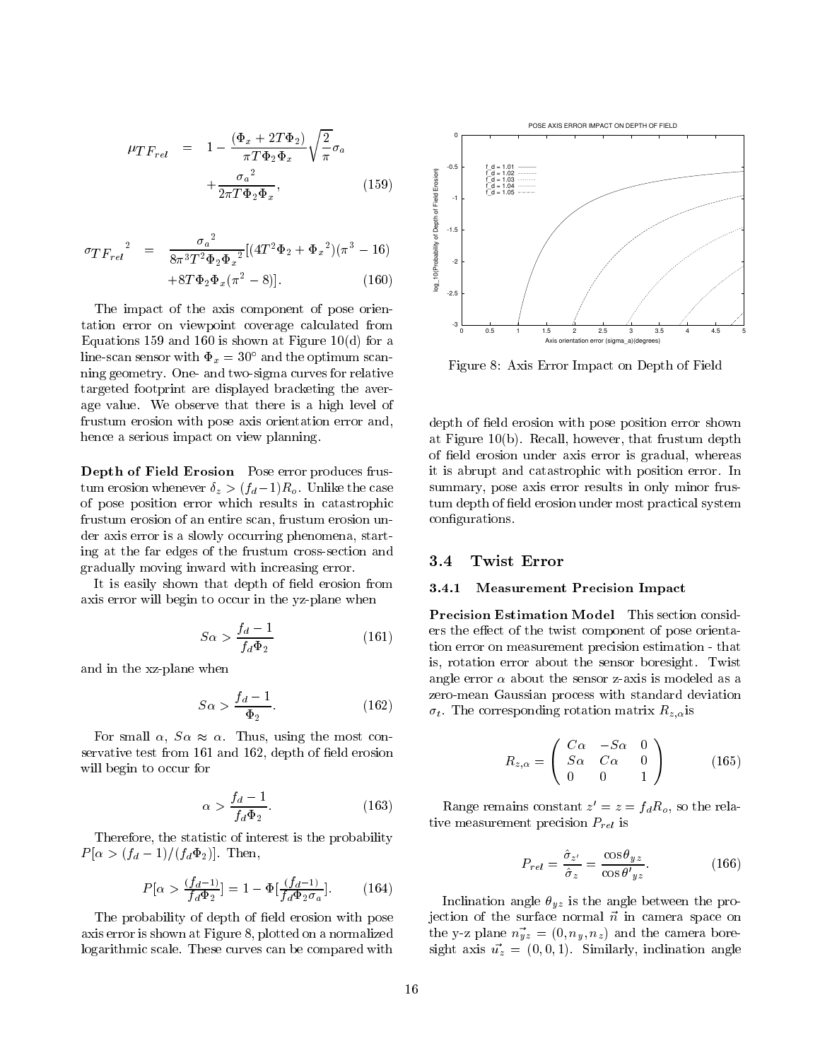$$\mu_{TF_{rel}} = 1 - \frac{(\Phi_x + 2T\Phi_2)}{\pi T \Phi_2 \Phi_x}\sqrt{\frac{2}{\pi}}\sigma_a + \frac{{\sigma_a}^2}{2\pi T \Phi_2 \Phi_x}, \quad (159)$$

$$\sigma_{TF_{rel}}{}^2 = \frac{{\sigma_a}^2}{8\pi^3 T^2 \Phi_2 {\Phi_x}^2}[(4T^2\Phi_2 + {\Phi_x}^2)(\pi^3 - 16) + 8T\Phi_2\Phi_x(\pi^2 - 8)]. \quad (160)$$

The impact of the axis component of pose orientation error on viewpoint coverage calculated from Equations 159 and 160 is shown at Figure 10(d) for a line-scan sensor with $\Phi_x = 30°$ and the optimum scanning geometry. One- and two-sigma curves for relative targeted footprint are displayed bracketing the average value. We observe that there is a high level of frustum erosion with pose axis orientation error and, hence a serious impact on view planning.

**Depth of Field Erosion** Pose error produces frustum erosion whenever $\delta_z > (f_d - 1)R_o$. Unlike the case of pose position error which results in catastrophic frustum erosion of an entire scan, frustum erosion under axis error is a slowly occurring phenomena, starting at the far edges of the frustum cross-section and gradually moving inward with increasing error.

It is easily shown that depth of field erosion from axis error will begin to occur in the yz-plane when

$$S\alpha > \frac{f_d - 1}{f_d \Phi_2} \quad (161)$$

and in the xz-plane when

$$S\alpha > \frac{f_d - 1}{\Phi_2}. \quad (162)$$

For small $\alpha$, $S\alpha \approx \alpha$. Thus, using the most conservative test from 161 and 162, depth of field erosion will begin to occur for

$$\alpha > \frac{f_d - 1}{f_d \Phi_2}. \quad (163)$$

Therefore, the statistic of interest is the probability $P[\alpha > (f_d - 1)/(f_d \Phi_2)]$. Then,

$$P[\alpha > \frac{(f_d - 1)}{f_d \Phi_2}] = 1 - \Phi[\frac{(f_d - 1)}{f_d \Phi_2 \sigma_a}]. \quad (164)$$

The probability of depth of field erosion with pose axis error is shown at Figure 8, plotted on a normalized logarithmic scale. These curves can be compared with

Figure 8: Axis Error Impact on Depth of Field

depth of field erosion with pose position error shown at Figure 10(b). Recall, however, that frustum depth of field erosion under axis error is gradual, whereas it is abrupt and catastrophic with position error. In summary, pose axis error results in only minor frustum depth of field erosion under most practical system configurations.

## 3.4 Twist Error

### 3.4.1 Measurement Precision Impact

**Precision Estimation Model** This section considers the effect of the twist component of pose orientation error on measurement precision estimation - that is, rotation error about the sensor boresight. Twist angle error $\alpha$ about the sensor z-axis is modeled as a zero-mean Gaussian process with standard deviation $\sigma_t$. The corresponding rotation matrix $R_{z,\alpha}$is

$$R_{z,\alpha} = \begin{pmatrix} C\alpha & -S\alpha & 0 \\ S\alpha & C\alpha & 0 \\ 0 & 0 & 1 \end{pmatrix} \quad (165)$$

Range remains constant $z' = z = f_d R_o$, so the relative measurement precision $P_{rel}$ is

$$P_{rel} = \frac{\hat{\sigma}_{z'}}{\hat{\sigma}_z} = \frac{\cos\theta_{yz}}{\cos\theta'_{yz}}. \quad (166)$$

Inclination angle $\theta_{yz}$ is the angle between the projection of the surface normal $\vec{n}$ in camera space on the y-z plane $\vec{n_{yz}} = (0, n_y, n_z)$ and the camera boresight axis $\vec{u_z} = (0, 0, 1)$. Similarly, inclination angle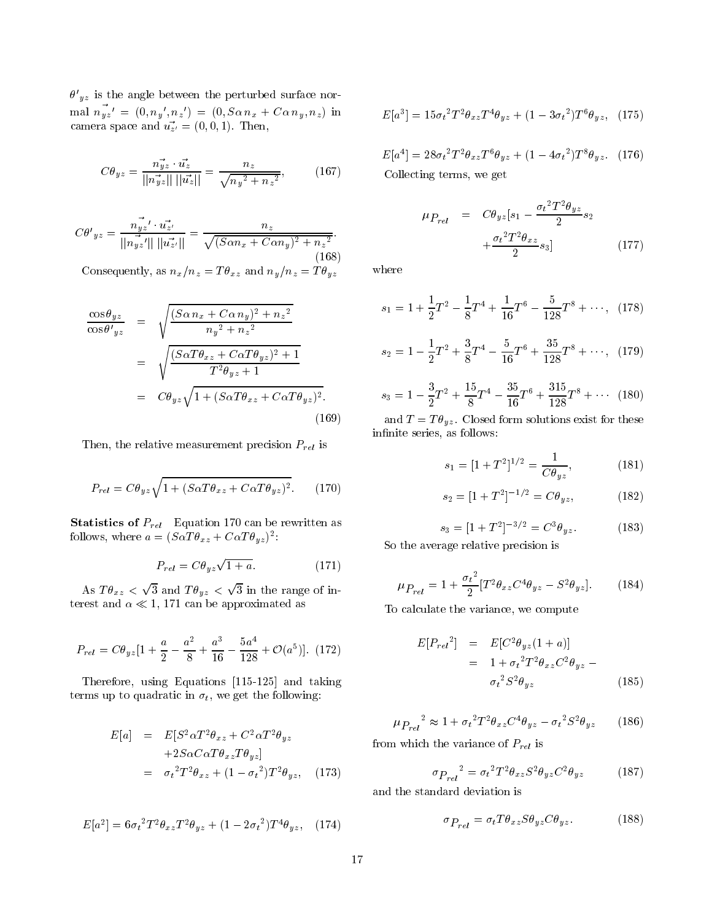$\theta'_{yz}$ is the angle between the perturbed surface normal $\vec{n_{yz}}' = (0, n_y', n_z') = (0, S\alpha\, n_x + C\alpha\, n_y, n_z)$ in camera space and $\vec{u_{z'}} = (0, 0, 1)$. Then,

$$C\theta_{yz} = \frac{\vec{n_{yz}} \cdot \vec{u_z}}{||\vec{n_{yz}}||\; ||\vec{u_z}||} = \frac{n_z}{\sqrt{{n_y}^2 + {n_z}^2}}, \qquad (167)$$

$$C\theta'_{yz} = \frac{\vec{n_{yz}}' \cdot \vec{u_{z'}}}{||\vec{n_{yz}}'||\; ||\vec{u_{z'}}||} = \frac{n_z}{\sqrt{(S\alpha n_x + C\alpha n_y)^2 + {n_z}^2}}. \qquad (168)$$

Consequently, as $n_x/n_z = T\theta_{xz}$ and $n_y/n_z = T\theta_{yz}$

$$\begin{aligned}
\frac{\cos\theta_{yz}}{\cos\theta'_{yz}} &= \sqrt{\frac{(S\alpha\, n_x + C\alpha\, n_y)^2 + {n_z}^2}{{n_y}^2 + {n_z}^2}} \\
&= \sqrt{\frac{(S\alpha T\theta_{xz} + C\alpha T\theta_{yz})^2 + 1}{T^2\theta_{yz} + 1}} \\
&= C\theta_{yz}\sqrt{1 + (S\alpha T\theta_{xz} + C\alpha T\theta_{yz})^2}.
\end{aligned} \qquad (169)$$

Then, the relative measurement precision $P_{rel}$ is

$$P_{rel} = C\theta_{yz}\sqrt{1 + (S\alpha T\theta_{xz} + C\alpha T\theta_{yz})^2}. \qquad (170)$$

**Statistics of $P_{rel}$** Equation 170 can be rewritten as follows, where $a = (S\alpha T\theta_{xz} + C\alpha T\theta_{yz})^2$:

$$P_{rel} = C\theta_{yz}\sqrt{1 + a}. \qquad (171)$$

As $T\theta_{xz} < \sqrt{3}$ and $T\theta_{yz} < \sqrt{3}$ in the range of interest and $\alpha \ll 1$, 171 can be approximated as

$$P_{rel} = C\theta_{yz}[1 + \frac{a}{2} - \frac{a^2}{8} + \frac{a^3}{16} - \frac{5a^4}{128} + \mathcal{O}(a^5)]. \quad (172)$$

Therefore, using Equations [115-125] and taking terms up to quadratic in $\sigma_t$, we get the following:

$$\begin{aligned}
E[a] &= E[S^2\alpha T^2\theta_{xz} + C^2\alpha T^2\theta_{yz} \\
&\quad + 2S\alpha C\alpha T\theta_{xz} T\theta_{yz}] \\
&= {\sigma_t}^2 T^2\theta_{xz} + (1 - {\sigma_t}^2)T^2\theta_{yz},
\end{aligned} \qquad (173)$$

$$E[a^2] = 6{\sigma_t}^2 T^2\theta_{xz} T^2\theta_{yz} + (1 - 2{\sigma_t}^2)T^4\theta_{yz}, \quad (174)$$

$$E[a^3] = 15{\sigma_t}^2 T^2\theta_{xz} T^4\theta_{yz} + (1 - 3{\sigma_t}^2)T^6\theta_{yz}, \quad (175)$$

$$E[a^4] = 28{\sigma_t}^2 T^2\theta_{xz} T^6\theta_{yz} + (1 - 4{\sigma_t}^2)T^8\theta_{yz}. \quad (176)$$

Collecting terms, we get

$$\begin{aligned}
\mu_{P_{rel}} &= C\theta_{yz}[s_1 - \frac{{\sigma_t}^2 T^2\theta_{yz}}{2}s_2 \\
&\quad + \frac{{\sigma_t}^2 T^2\theta_{xz}}{2}s_3]
\end{aligned} \qquad (177)$$

where

$$s_1 = 1 + \frac{1}{2}T^2 - \frac{1}{8}T^4 + \frac{1}{16}T^6 - \frac{5}{128}T^8 + \cdots, \quad (178)$$

$$s_2 = 1 - \frac{1}{2}T^2 + \frac{3}{8}T^4 - \frac{5}{16}T^6 + \frac{35}{128}T^8 + \cdots, \quad (179)$$

$$s_3 = 1 - \frac{3}{2}T^2 + \frac{15}{8}T^4 - \frac{35}{16}T^6 + \frac{315}{128}T^8 + \cdots \quad (180)$$

and $T = T\theta_{yz}$. Closed form solutions exist for these infinite series, as follows:

$$s_1 = [1 + T^2]^{1/2} = \frac{1}{C\theta_{yz}}, \qquad (181)$$

$$s_2 = [1 + T^2]^{-1/2} = C\theta_{yz}, \qquad (182)$$

$$s_3 = [1 + T^2]^{-3/2} = C^3\theta_{yz}. \qquad (183)$$

So the average relative precision is

$$\mu_{P_{rel}} = 1 + \frac{{\sigma_t}^2}{2}[T^2\theta_{xz} C^4\theta_{yz} - S^2\theta_{yz}]. \qquad (184)$$

To calculate the variance, we compute

$$\begin{aligned}
E[{P_{rel}}^2] &= E[C^2\theta_{yz}(1 + a)] \\
&= 1 + {\sigma_t}^2 T^2\theta_{xz} C^2\theta_{yz} - \\
&\quad {\sigma_t}^2 S^2\theta_{yz}
\end{aligned} \qquad (185)$$

$${\mu_{P_{rel}}}^2 \approx 1 + {\sigma_t}^2 T^2\theta_{xz} C^4\theta_{yz} - {\sigma_t}^2 S^2\theta_{yz} \qquad (186)$$

from which the variance of $P_{rel}$ is

$${\sigma_{P_{rel}}}^2 = {\sigma_t}^2 T^2\theta_{xz} S^2\theta_{yz} C^2\theta_{yz} \qquad (187)$$

and the standard deviation is

$$\sigma_{P_{rel}} = \sigma_t T\theta_{xz} S\theta_{yz} C\theta_{yz}. \qquad (188)$$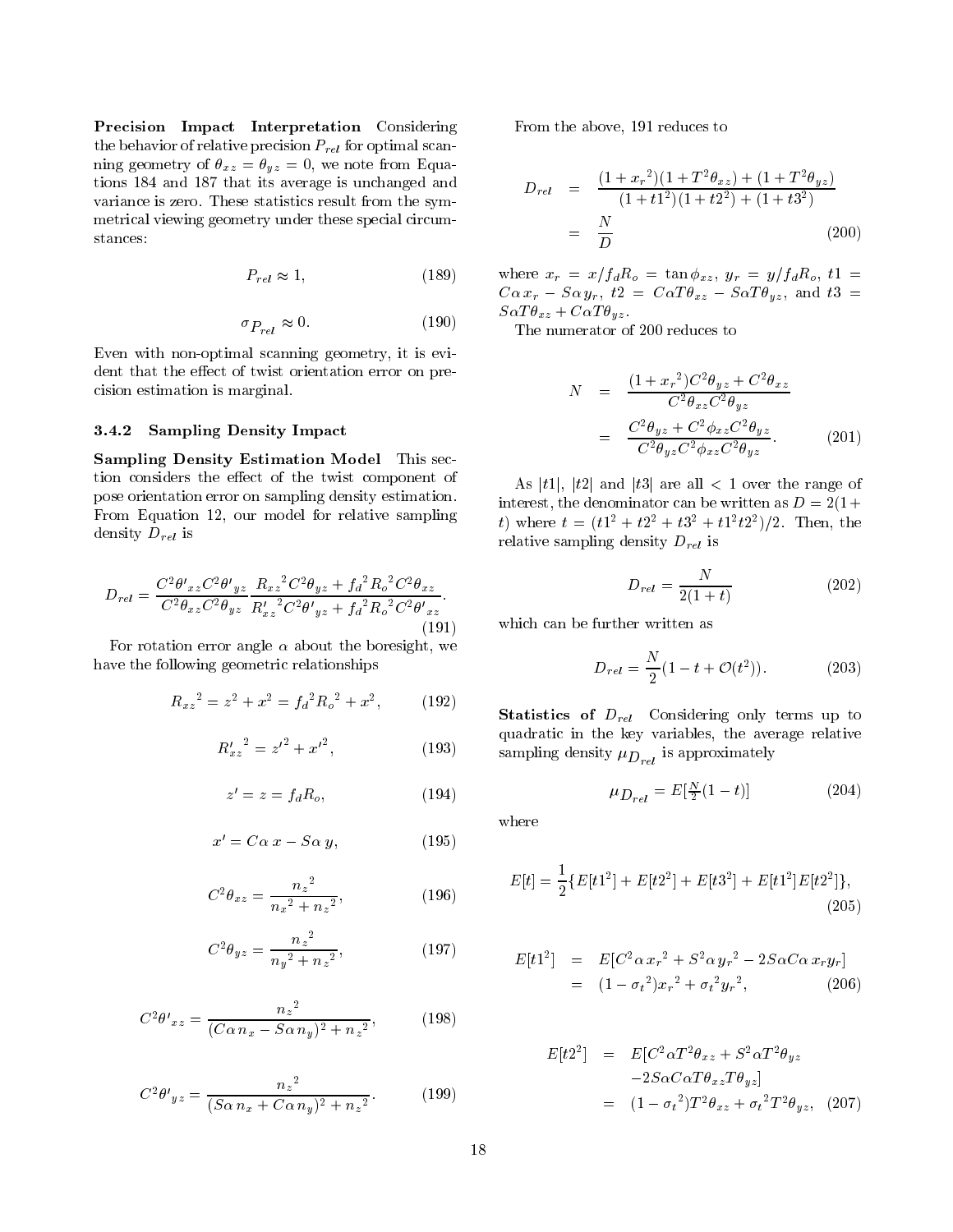**Precision Impact Interpretation** Considering the behavior of relative precision $P_{rel}$ for optimal scanning geometry of $\theta_{xz} = \theta_{yz} = 0$, we note from Equations 184 and 187 that its average is unchanged and variance is zero. These statistics result from the symmetrical viewing geometry under these special circumstances:

$$P_{rel} \approx 1, \tag{189}$$

$$\sigma_{P_{rel}} \approx 0. \tag{190}$$

Even with non-optimal scanning geometry, it is evident that the effect of twist orientation error on precision estimation is marginal.

### 3.4.2 Sampling Density Impact

**Sampling Density Estimation Model** This section considers the effect of the twist component of pose orientation error on sampling density estimation. From Equation 12, our model for relative sampling density $D_{rel}$ is

$$D_{rel} = \frac{C^2\theta'_{xz} C^2\theta'_{yz}}{C^2\theta_{xz} C^2\theta_{yz}} \frac{{R_{xz}}^2 C^2\theta_{yz} + {f_d}^2 {R_o}^2 C^2\theta_{xz}}{{R'_{xz}}^2 C^2\theta'_{yz} + {f_d}^2 {R_o}^2 C^2\theta'_{xz}}. \tag{191}$$

For rotation error angle $\alpha$ about the boresight, we have the following geometric relationships

$${R_{xz}}^2 = z^2 + x^2 = {f_d}^2 {R_o}^2 + x^2, \tag{192}$$

$${R'_{xz}}^2 = {z'}^2 + {x'}^2, \tag{193}$$

$$z' = z = f_d R_o, \tag{194}$$

$$x' = C\alpha\, x - S\alpha\, y, \tag{195}$$

$$C^2\theta_{xz} = \frac{{n_z}^2}{{n_x}^2 + {n_z}^2}, \tag{196}$$

$$C^2\theta_{yz} = \frac{{n_z}^2}{{n_y}^2 + {n_z}^2}, \tag{197}$$

$$C^2\theta'_{xz} = \frac{{n_z}^2}{(C\alpha\, n_x - S\alpha\, n_y)^2 + {n_z}^2}, \tag{198}$$

$$C^2\theta'_{yz} = \frac{{n_z}^2}{(S\alpha\, n_x + C\alpha\, n_y)^2 + {n_z}^2}. \tag{199}$$

From the above, 191 reduces to

$$\begin{aligned} D_{rel} &= \frac{(1 + {x_r}^2)(1 + T^2\theta_{xz}) + (1 + T^2\theta_{yz})}{(1 + t1^2)(1 + t2^2) + (1 + t3^2)} \\ &= \frac{N}{D} \end{aligned} \tag{200}$$

where $x_r = x/f_d R_o = \tan\phi_{xz}$, $y_r = y/f_d R_o$, $t1 = C\alpha\, x_r - S\alpha\, y_r$, $t2 = C\alpha T\theta_{xz} - S\alpha T\theta_{yz}$, and $t3 = S\alpha T\theta_{xz} + C\alpha T\theta_{yz}$.

The numerator of 200 reduces to

$$\begin{aligned} N &= \frac{(1 + {x_r}^2) C^2\theta_{yz} + C^2\theta_{xz}}{C^2\theta_{xz} C^2\theta_{yz}} \\ &= \frac{C^2\theta_{yz} + C^2\phi_{xz} C^2\theta_{yz}}{C^2\theta_{yz} C^2\phi_{xz} C^2\theta_{yz}}. \end{aligned} \tag{201}$$

As $|t1|$, $|t2|$ and $|t3|$ are all $< 1$ over the range of interest, the denominator can be written as $D = 2(1 + t)$ where $t = (t1^2 + t2^2 + t3^2 + t1^2 t2^2)/2$. Then, the relative sampling density $D_{rel}$ is

$$D_{rel} = \frac{N}{2(1 + t)} \tag{202}$$

which can be further written as

$$D_{rel} = \frac{N}{2}(1 - t + \mathcal{O}(t^2)). \tag{203}$$

**Statistics of $D_{rel}$** Considering only terms up to quadratic in the key variables, the average relative sampling density $\mu_{D_{rel}}$ is approximately

$$\mu_{D_{rel}} = E[\tfrac{N}{2}(1 - t)] \tag{204}$$

where

$$E[t] = \frac{1}{2}\{E[t1^2] + E[t2^2] + E[t3^2] + E[t1^2]E[t2^2]\}, \tag{205}$$

$$\begin{aligned} E[t1^2] &= E[C^2\alpha\, {x_r}^2 + S^2\alpha\, {y_r}^2 - 2S\alpha C\alpha\, x_r y_r] \\ &= (1 - {\sigma_t}^2){x_r}^2 + {\sigma_t}^2 {y_r}^2, \end{aligned} \tag{206}$$

$$\begin{aligned} E[t2^2] &= E[C^2\alpha T^2\theta_{xz} + S^2\alpha T^2\theta_{yz} \\ &\quad - 2S\alpha C\alpha T\theta_{xz} T\theta_{yz}] \\ &= (1 - {\sigma_t}^2) T^2\theta_{xz} + {\sigma_t}^2 T^2\theta_{yz}, \end{aligned} \tag{207}$$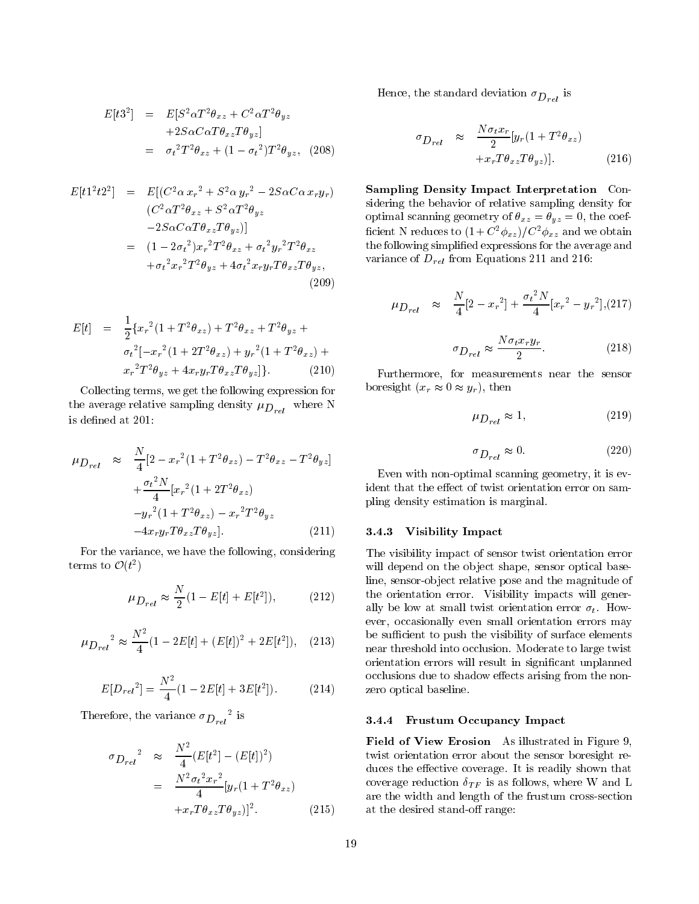$$
\begin{aligned}
E[t3^2] &= E[S^2\alpha T^2\theta_{xz} + C^2\alpha T^2\theta_{yz} \\
&\quad +2S\alpha C\alpha T\theta_{xz}T\theta_{yz}] \\
&= {\sigma_t}^2 T^2\theta_{xz} + (1-{\sigma_t}^2)T^2\theta_{yz}, \quad (208)
\end{aligned}
$$

$$
\begin{aligned}
E[t1^2 t2^2] &= E[(C^2\alpha\, {x_r}^2 + S^2\alpha\, {y_r}^2 - 2S\alpha C\alpha\, x_r y_r) \\
&\quad (C^2\alpha T^2\theta_{xz} + S^2\alpha T^2\theta_{yz} \\
&\quad -2S\alpha C\alpha T\theta_{xz}T\theta_{yz})] \\
&= (1-2{\sigma_t}^2){x_r}^2 T^2\theta_{xz} + {\sigma_t}^2{y_r}^2T^2\theta_{xz} \\
&\quad +{\sigma_t}^2{x_r}^2T^2\theta_{yz} + 4{\sigma_t}^2 x_r y_r T\theta_{xz}T\theta_{yz}, \\
&\qquad (209)
\end{aligned}
$$

$$
\begin{aligned}
E[t] &= \frac{1}{2}\{{x_r}^2(1+T^2\theta_{xz}) + T^2\theta_{xz} + T^2\theta_{yz} + \\
&\quad {\sigma_t}^2[-{x_r}^2(1+2T^2\theta_{xz}) + {y_r}^2(1+T^2\theta_{xz}) + \\
&\quad {x_r}^2T^2\theta_{yz} + 4x_r y_r T\theta_{xz}T\theta_{yz}]\}. \quad (210)
\end{aligned}
$$

Collecting terms, we get the following expression for the average relative sampling density $\mu_{D_{rel}}$ where N is defined at 201:

$$
\begin{aligned}
\mu_{D_{rel}} &\approx \frac{N}{4}[2 - {x_r}^2(1+T^2\theta_{xz}) - T^2\theta_{xz} - T^2\theta_{yz}] \\
&\quad + \frac{{\sigma_t}^2 N}{4}[{x_r}^2(1+2T^2\theta_{xz}) \\
&\quad -{y_r}^2(1+T^2\theta_{xz}) - {x_r}^2T^2\theta_{yz} \\
&\quad -4x_r y_r T\theta_{xz}T\theta_{yz}]. \quad (211)
\end{aligned}
$$

For the variance, we have the following, considering terms to $\mathcal{O}(t^2)$

$$
\mu_{D_{rel}} \approx \frac{N}{2}(1 - E[t] + E[t^2]), \quad (212)
$$

$$
{\mu_{D_{rel}}}^2 \approx \frac{N^2}{4}(1 - 2E[t] + (E[t])^2 + 2E[t^2]), \quad (213)
$$

$$
E[{D_{rel}}^2] = \frac{N^2}{4}(1 - 2E[t] + 3E[t^2]). \quad (214)
$$

Therefore, the variance ${\sigma_{D_{rel}}}^2$ is

$$
\begin{aligned}
{\sigma_{D_{rel}}}^2 &\approx \frac{N^2}{4}(E[t^2] - (E[t])^2) \\
&= \frac{N^2{\sigma_t}^2{x_r}^2}{4}[y_r(1+T^2\theta_{xz}) \\
&\quad + x_r T\theta_{xz}T\theta_{yz})]^2. \quad (215)
\end{aligned}
$$

Hence, the standard deviation $\sigma_{D_{rel}}$ is

$$
\begin{aligned}
\sigma_{D_{rel}} &\approx \frac{N\sigma_t x_r}{2}[y_r(1+T^2\theta_{xz}) \\
&\quad + x_r T\theta_{xz}T\theta_{yz})]. \quad (216)
\end{aligned}
$$

**Sampling Density Impact Interpretation** Considering the behavior of relative sampling density for optimal scanning geometry of $\theta_{xz} = \theta_{yz} = 0$, the coefficient N reduces to $(1 + C^2\phi_{xz})/C^2\phi_{xz}$ and we obtain the following simplified expressions for the average and variance of $D_{rel}$ from Equations 211 and 216:

$$
\mu_{D_{rel}} \approx \frac{N}{4}[2 - {x_r}^2] + \frac{{\sigma_t}^2 N}{4}[{x_r}^2 - {y_r}^2], \quad (217)
$$

$$
\sigma_{D_{rel}} \approx \frac{N\sigma_t x_r y_r}{2}. \quad (218)
$$

Furthermore, for measurements near the sensor boresight ($x_r \approx 0 \approx y_r$), then

$$
\mu_{D_{rel}} \approx 1, \quad (219)
$$

$$
\sigma_{D_{rel}} \approx 0. \quad (220)
$$

Even with non-optimal scanning geometry, it is evident that the effect of twist orientation error on sampling density estimation is marginal.

### 3.4.3 Visibility Impact

The visibility impact of sensor twist orientation error will depend on the object shape, sensor optical baseline, sensor-object relative pose and the magnitude of the orientation error. Visibility impacts will generally be low at small twist orientation error $\sigma_t$. However, occasionally even small orientation errors may be sufficient to push the visibility of surface elements near threshold into occlusion. Moderate to large twist orientation errors will result in significant unplanned occlusions due to shadow effects arising from the non-zero optical baseline.

### 3.4.4 Frustum Occupancy Impact

**Field of View Erosion** As illustrated in Figure 9, twist orientation error about the sensor boresight reduces the effective coverage. It is readily shown that coverage reduction $\delta_{TF}$ is as follows, where W and L are the width and length of the frustum cross-section at the desired stand-off range: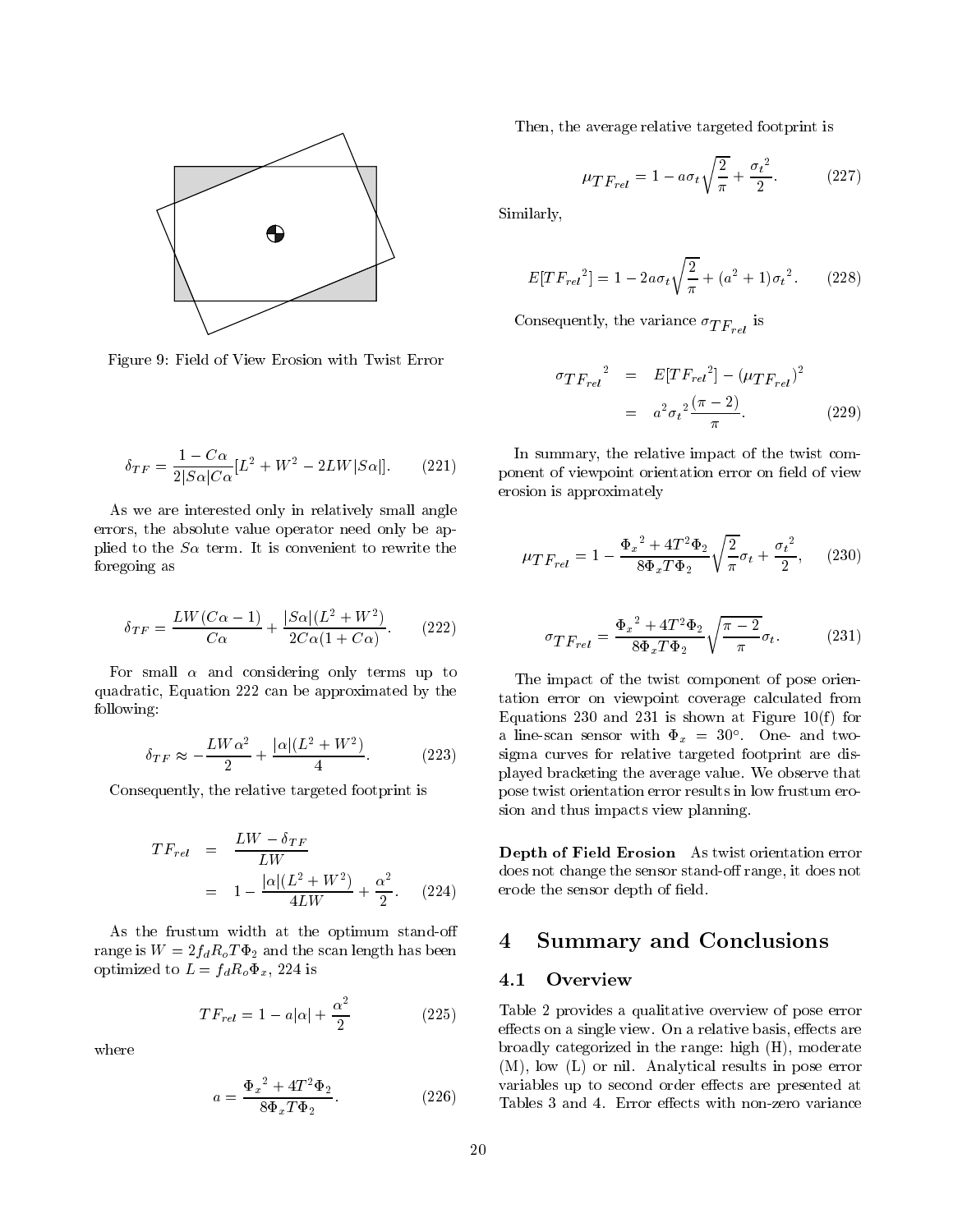Figure 9: Field of View Erosion with Twist Error

$$\delta_{TF} = \frac{1 - C\alpha}{2|S\alpha|C\alpha}[L^2 + W^2 - 2LW|S\alpha|]. \qquad (221)$$

As we are interested only in relatively small angle errors, the absolute value operator need only be applied to the $S\alpha$ term. It is convenient to rewrite the foregoing as

$$\delta_{TF} = \frac{LW(C\alpha - 1)}{C\alpha} + \frac{|S\alpha|(L^2 + W^2)}{2C\alpha(1 + C\alpha)}. \qquad (222)$$

For small $\alpha$ and considering only terms up to quadratic, Equation 222 can be approximated by the following:

$$\delta_{TF} \approx -\frac{LW\alpha^2}{2} + \frac{|\alpha|(L^2 + W^2)}{4}. \qquad (223)$$

Consequently, the relative targeted footprint is

$$\begin{aligned} TF_{rel} &= \frac{LW - \delta_{TF}}{LW} \\ &= 1 - \frac{|\alpha|(L^2 + W^2)}{4LW} + \frac{\alpha^2}{2}. \end{aligned} \qquad (224)$$

As the frustum width at the optimum stand-off range is $W = 2 f_d R_o T \Phi_2$ and the scan length has been optimized to $L = f_d R_o \Phi_x$, 224 is

$$TF_{rel} = 1 - a|\alpha| + \frac{\alpha^2}{2} \qquad (225)$$

where

$$a = \frac{{\Phi_x}^2 + 4T^2\Phi_2}{8\Phi_x T \Phi_2}. \qquad (226)$$

Then, the average relative targeted footprint is

$$\mu_{TF_{rel}} = 1 - a\sigma_t\sqrt{\frac{2}{\pi}} + \frac{{\sigma_t}^2}{2}. \qquad (227)$$

Similarly,

$$E[{TF_{rel}}^2] = 1 - 2a\sigma_t\sqrt{\frac{2}{\pi}} + (a^2 + 1){\sigma_t}^2. \qquad (228)$$

Consequently, the variance $\sigma_{TF_{rel}}$ is

$$\begin{aligned} {\sigma_{TF_{rel}}}^2 &= E[{TF_{rel}}^2] - (\mu_{TF_{rel}})^2 \\ &= a^2{\sigma_t}^2\frac{(\pi - 2)}{\pi}. \end{aligned} \qquad (229)$$

In summary, the relative impact of the twist component of viewpoint orientation error on field of view erosion is approximately

$$\mu_{TF_{rel}} = 1 - \frac{{\Phi_x}^2 + 4T^2\Phi_2}{8\Phi_x T\Phi_2}\sqrt{\frac{2}{\pi}}\sigma_t + \frac{{\sigma_t}^2}{2}, \qquad (230)$$

$$\sigma_{TF_{rel}} = \frac{{\Phi_x}^2 + 4T^2\Phi_2}{8\Phi_x T\Phi_2}\sqrt{\frac{\pi - 2}{\pi}}\sigma_t. \qquad (231)$$

The impact of the twist component of pose orientation error on viewpoint coverage calculated from Equations 230 and 231 is shown at Figure 10(f) for a line-scan sensor with $\Phi_x = 30°$. One- and two-sigma curves for relative targeted footprint are displayed bracketing the average value. We observe that pose twist orientation error results in low frustum erosion and thus impacts view planning.

**Depth of Field Erosion** As twist orientation error does not change the sensor stand-off range, it does not erode the sensor depth of field.

# 4 Summary and Conclusions

## 4.1 Overview

Table 2 provides a qualitative overview of pose error effects on a single view. On a relative basis, effects are broadly categorized in the range: high (H), moderate (M), low (L) or nil. Analytical results in pose error variables up to second order effects are presented at Tables 3 and 4. Error effects with non-zero variance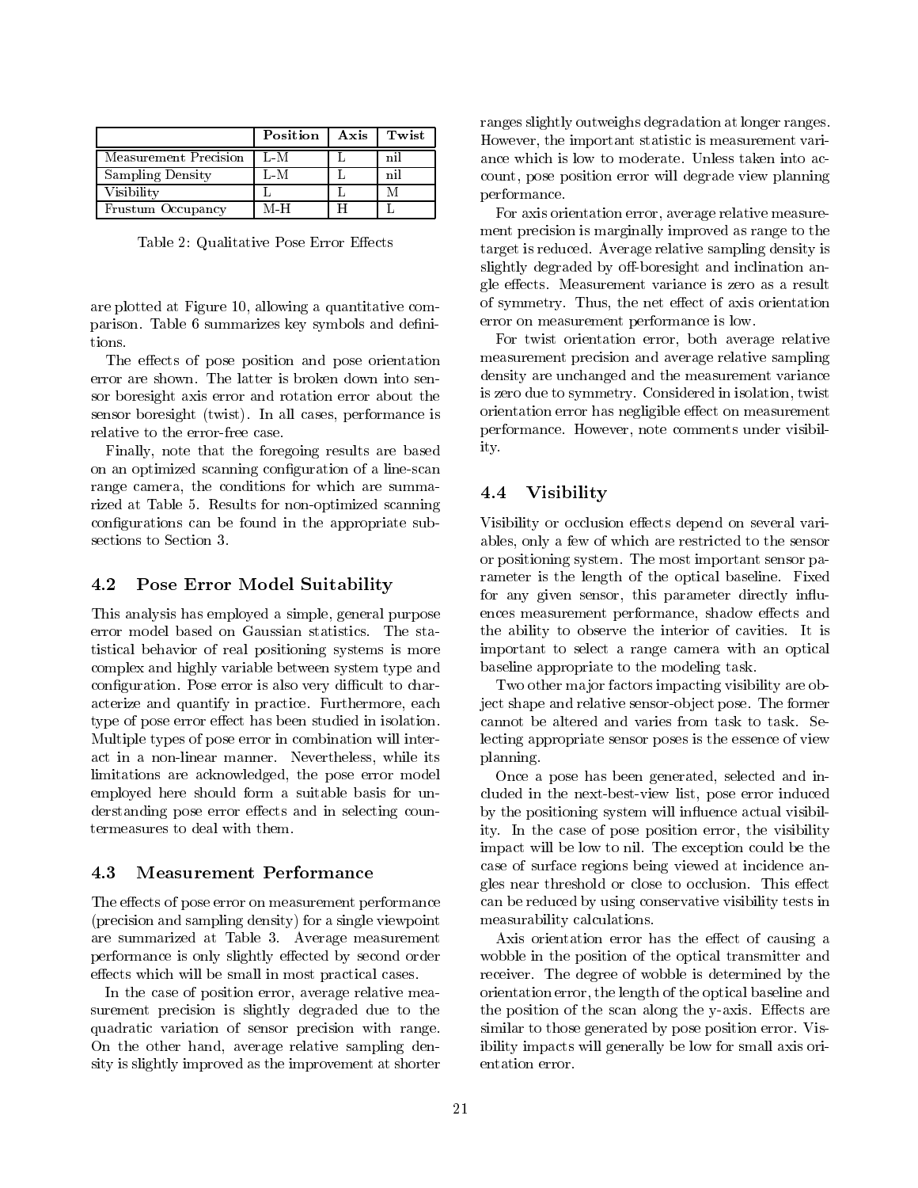| | Position | Axis | Twist |
|---|---|---|---|
| Measurement Precision | L-M | L | nil |
| Sampling Density | L-M | L | nil |
| Visibility | L | L | M |
| Frustum Occupancy | M-H | H | L |

Table 2: Qualitative Pose Error Effects

are plotted at Figure 10, allowing a quantitative comparison. Table 6 summarizes key symbols and definitions.

The effects of pose position and pose orientation error are shown. The latter is broken down into sensor boresight axis error and rotation error about the sensor boresight (twist). In all cases, performance is relative to the error-free case.

Finally, note that the foregoing results are based on an optimized scanning configuration of a line-scan range camera, the conditions for which are summarized at Table 5. Results for non-optimized scanning configurations can be found in the appropriate subsections to Section 3.

### 4.2 Pose Error Model Suitability

This analysis has employed a simple, general purpose error model based on Gaussian statistics. The statistical behavior of real positioning systems is more complex and highly variable between system type and configuration. Pose error is also very difficult to characterize and quantify in practice. Furthermore, each type of pose error effect has been studied in isolation. Multiple types of pose error in combination will interact in a non-linear manner. Nevertheless, while its limitations are acknowledged, the pose error model employed here should form a suitable basis for understanding pose error effects and in selecting countermeasures to deal with them.

### 4.3 Measurement Performance

The effects of pose error on measurement performance (precision and sampling density) for a single viewpoint are summarized at Table 3. Average measurement performance is only slightly effected by second order effects which will be small in most practical cases.

In the case of position error, average relative measurement precision is slightly degraded due to the quadratic variation of sensor precision with range. On the other hand, average relative sampling density is slightly improved as the improvement at shorter ranges slightly outweighs degradation at longer ranges. However, the important statistic is measurement variance which is low to moderate. Unless taken into account, pose position error will degrade view planning performance.

For axis orientation error, average relative measurement precision is marginally improved as range to the target is reduced. Average relative sampling density is slightly degraded by off-boresight and inclination angle effects. Measurement variance is zero as a result of symmetry. Thus, the net effect of axis orientation error on measurement performance is low.

For twist orientation error, both average relative measurement precision and average relative sampling density are unchanged and the measurement variance is zero due to symmetry. Considered in isolation, twist orientation error has negligible effect on measurement performance. However, note comments under visibility.

### 4.4 Visibility

Visibility or occlusion effects depend on several variables, only a few of which are restricted to the sensor or positioning system. The most important sensor parameter is the length of the optical baseline. Fixed for any given sensor, this parameter directly influences measurement performance, shadow effects and the ability to observe the interior of cavities. It is important to select a range camera with an optical baseline appropriate to the modeling task.

Two other major factors impacting visibility are object shape and relative sensor-object pose. The former cannot be altered and varies from task to task. Selecting appropriate sensor poses is the essence of view planning.

Once a pose has been generated, selected and included in the next-best-view list, pose error induced by the positioning system will influence actual visibility. In the case of pose position error, the visibility impact will be low to nil. The exception could be the case of surface regions being viewed at incidence angles near threshold or close to occlusion. This effect can be reduced by using conservative visibility tests in measurability calculations.

Axis orientation error has the effect of causing a wobble in the position of the optical transmitter and receiver. The degree of wobble is determined by the orientation error, the length of the optical baseline and the position of the scan along the y-axis. Effects are similar to those generated by pose position error. Visibility impacts will generally be low for small axis orientation error.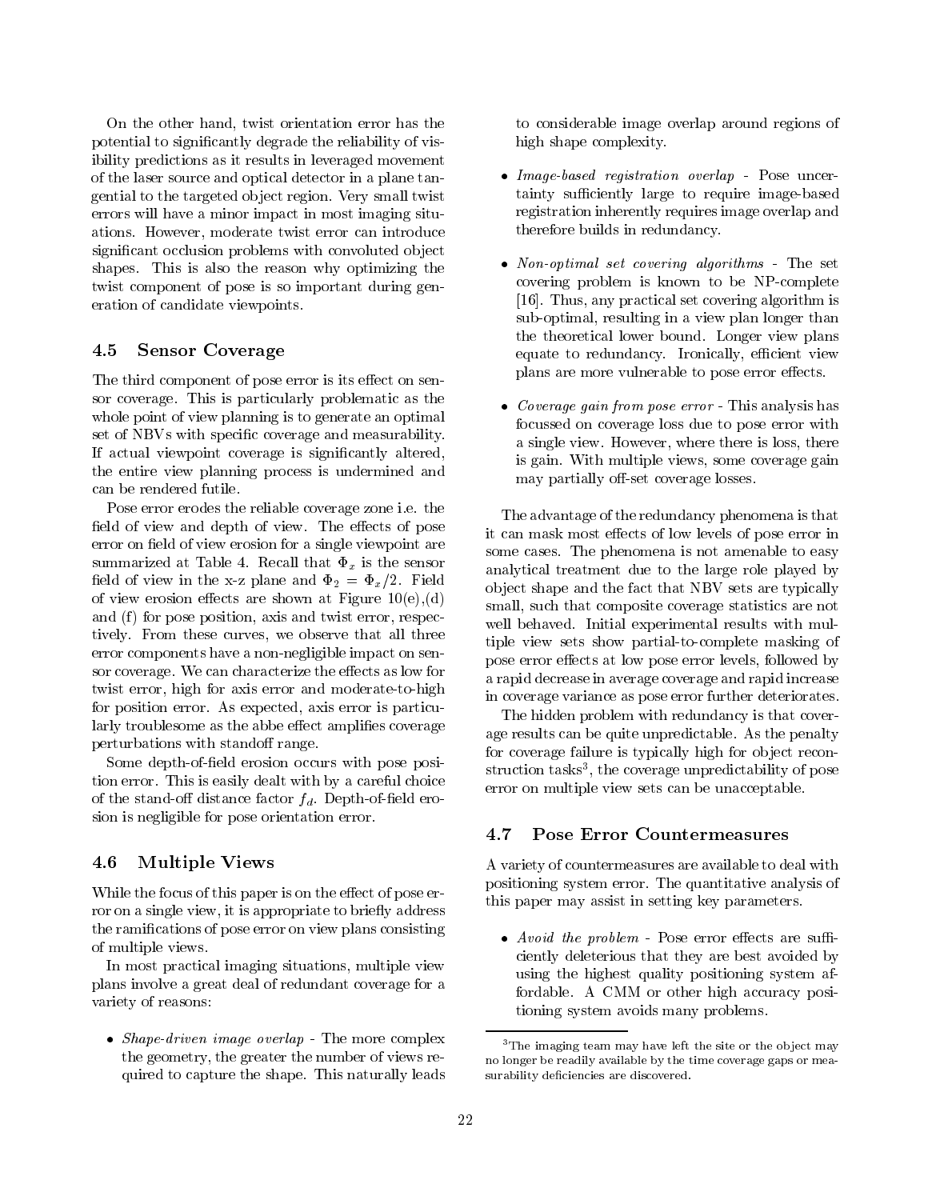On the other hand, twist orientation error has the potential to significantly degrade the reliability of visibility predictions as it results in leveraged movement of the laser source and optical detector in a plane tangential to the targeted object region. Very small twist errors will have a minor impact in most imaging situations. However, moderate twist error can introduce significant occlusion problems with convoluted object shapes. This is also the reason why optimizing the twist component of pose is so important during generation of candidate viewpoints.

### 4.5 Sensor Coverage

The third component of pose error is its effect on sensor coverage. This is particularly problematic as the whole point of view planning is to generate an optimal set of NBVs with specific coverage and measurability. If actual viewpoint coverage is significantly altered, the entire view planning process is undermined and can be rendered futile.

Pose error erodes the reliable coverage zone i.e. the field of view and depth of view. The effects of pose error on field of view erosion for a single viewpoint are summarized at Table 4. Recall that $\Phi_x$ is the sensor field of view in the x-z plane and $\Phi_2 = \Phi_x/2$. Field of view erosion effects are shown at Figure 10(e),(d) and (f) for pose position, axis and twist error, respectively. From these curves, we observe that all three error components have a non-negligible impact on sensor coverage. We can characterize the effects as low for twist error, high for axis error and moderate-to-high for position error. As expected, axis error is particularly troublesome as the abbe effect amplifies coverage perturbations with standoff range.

Some depth-of-field erosion occurs with pose position error. This is easily dealt with by a careful choice of the stand-off distance factor $f_d$. Depth-of-field erosion is negligible for pose orientation error.

### 4.6 Multiple Views

While the focus of this paper is on the effect of pose error on a single view, it is appropriate to briefly address the ramifications of pose error on view plans consisting of multiple views.

In most practical imaging situations, multiple view plans involve a great deal of redundant coverage for a variety of reasons:

- *Shape-driven image overlap* - The more complex the geometry, the greater the number of views required to capture the shape. This naturally leads to considerable image overlap around regions of high shape complexity.
- *Image-based registration overlap* - Pose uncertainty sufficiently large to require image-based registration inherently requires image overlap and therefore builds in redundancy.
- *Non-optimal set covering algorithms* - The set covering problem is known to be NP-complete [16]. Thus, any practical set covering algorithm is sub-optimal, resulting in a view plan longer than the theoretical lower bound. Longer view plans equate to redundancy. Ironically, efficient view plans are more vulnerable to pose error effects.
- *Coverage gain from pose error* - This analysis has focussed on coverage loss due to pose error with a single view. However, where there is loss, there is gain. With multiple views, some coverage gain may partially off-set coverage losses.

The advantage of the redundancy phenomena is that it can mask most effects of low levels of pose error in some cases. The phenomena is not amenable to easy analytical treatment due to the large role played by object shape and the fact that NBV sets are typically small, such that composite coverage statistics are not well behaved. Initial experimental results with multiple view sets show partial-to-complete masking of pose error effects at low pose error levels, followed by a rapid decrease in average coverage and rapid increase in coverage variance as pose error further deteriorates.

The hidden problem with redundancy is that coverage results can be quite unpredictable. As the penalty for coverage failure is typically high for object reconstruction tasks[3], the coverage unpredictability of pose error on multiple view sets can be unacceptable.

### 4.7 Pose Error Countermeasures

A variety of countermeasures are available to deal with positioning system error. The quantitative analysis of this paper may assist in setting key parameters.

- *Avoid the problem* - Pose error effects are sufficiently deleterious that they are best avoided by using the highest quality positioning system affordable. A CMM or other high accuracy positioning system avoids many problems.

[3] The imaging team may have left the site or the object may no longer be readily available by the time coverage gaps or measurability deficiencies are discovered.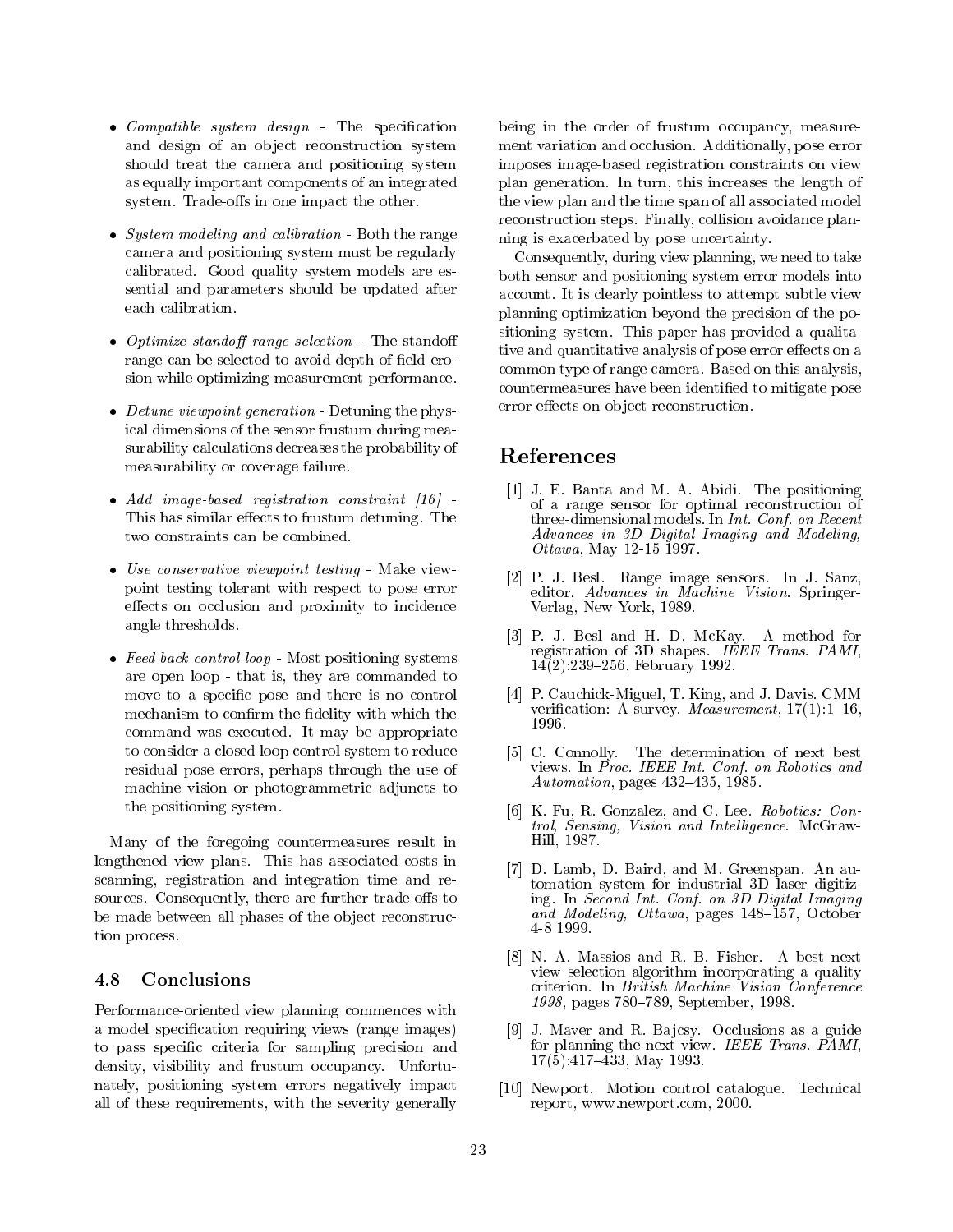- *Compatible system design* - The specification and design of an object reconstruction system should treat the camera and positioning system as equally important components of an integrated system. Trade-offs in one impact the other.

- *System modeling and calibration* - Both the range camera and positioning system must be regularly calibrated. Good quality system models are essential and parameters should be updated after each calibration.

- *Optimize standoff range selection* - The standoff range can be selected to avoid depth of field erosion while optimizing measurement performance.

- *Detune viewpoint generation* - Detuning the physical dimensions of the sensor frustum during measurability calculations decreases the probability of measurability or coverage failure.

- *Add image-based registration constraint [16]* - This has similar effects to frustum detuning. The two constraints can be combined.

- *Use conservative viewpoint testing* - Make viewpoint testing tolerant with respect to pose error effects on occlusion and proximity to incidence angle thresholds.

- *Feed back control loop* - Most positioning systems are open loop - that is, they are commanded to move to a specific pose and there is no control mechanism to confirm the fidelity with which the command was executed. It may be appropriate to consider a closed loop control system to reduce residual pose errors, perhaps through the use of machine vision or photogrammetric adjuncts to the positioning system.

Many of the foregoing countermeasures result in lengthened view plans. This has associated costs in scanning, registration and integration time and resources. Consequently, there are further trade-offs to be made between all phases of the object reconstruction process.

### 4.8 Conclusions

Performance-oriented view planning commences with a model specification requiring views (range images) to pass specific criteria for sampling precision and density, visibility and frustum occupancy. Unfortunately, positioning system errors negatively impact all of these requirements, with the severity generally being in the order of frustum occupancy, measurement variation and occlusion. Additionally, pose error imposes image-based registration constraints on view plan generation. In turn, this increases the length of the view plan and the time span of all associated model reconstruction steps. Finally, collision avoidance planning is exacerbated by pose uncertainty.

Consequently, during view planning, we need to take both sensor and positioning system error models into account. It is clearly pointless to attempt subtle view planning optimization beyond the precision of the positioning system. This paper has provided a qualitative and quantitative analysis of pose error effects on a common type of range camera. Based on this analysis, countermeasures have been identified to mitigate pose error effects on object reconstruction.

## References

[1] J. E. Banta and M. A. Abidi. The positioning of a range sensor for optimal reconstruction of three-dimensional models. In *Int. Conf. on Recent Advances in 3D Digital Imaging and Modeling, Ottawa*, May 12-15 1997.

[2] P. J. Besl. Range image sensors. In J. Sanz, editor, *Advances in Machine Vision*. Springer-Verlag, New York, 1989.

[3] P. J. Besl and H. D. McKay. A method for registration of 3D shapes. *IEEE Trans. PAMI*, 14(2):239–256, February 1992.

[4] P. Cauchick-Miguel, T. King, and J. Davis. CMM verification: A survey. *Measurement*, 17(1):1–16, 1996.

[5] C. Connolly. The determination of next best views. In *Proc. IEEE Int. Conf. on Robotics and Automation*, pages 432–435, 1985.

[6] K. Fu, R. Gonzalez, and C. Lee. *Robotics: Control, Sensing, Vision and Intelligence*. McGraw-Hill, 1987.

[7] D. Lamb, D. Baird, and M. Greenspan. An automation system for industrial 3D laser digitizing. In *Second Int. Conf. on 3D Digital Imaging and Modeling, Ottawa*, pages 148–157, October 4-8 1999.

[8] N. A. Massios and R. B. Fisher. A best next view selection algorithm incorporating a quality criterion. In *British Machine Vision Conference 1998*, pages 780–789, September, 1998.

[9] J. Maver and R. Bajcsy. Occlusions as a guide for planning the next view. *IEEE Trans. PAMI*, 17(5):417–433, May 1993.

[10] Newport. Motion control catalogue. Technical report, www.newport.com, 2000.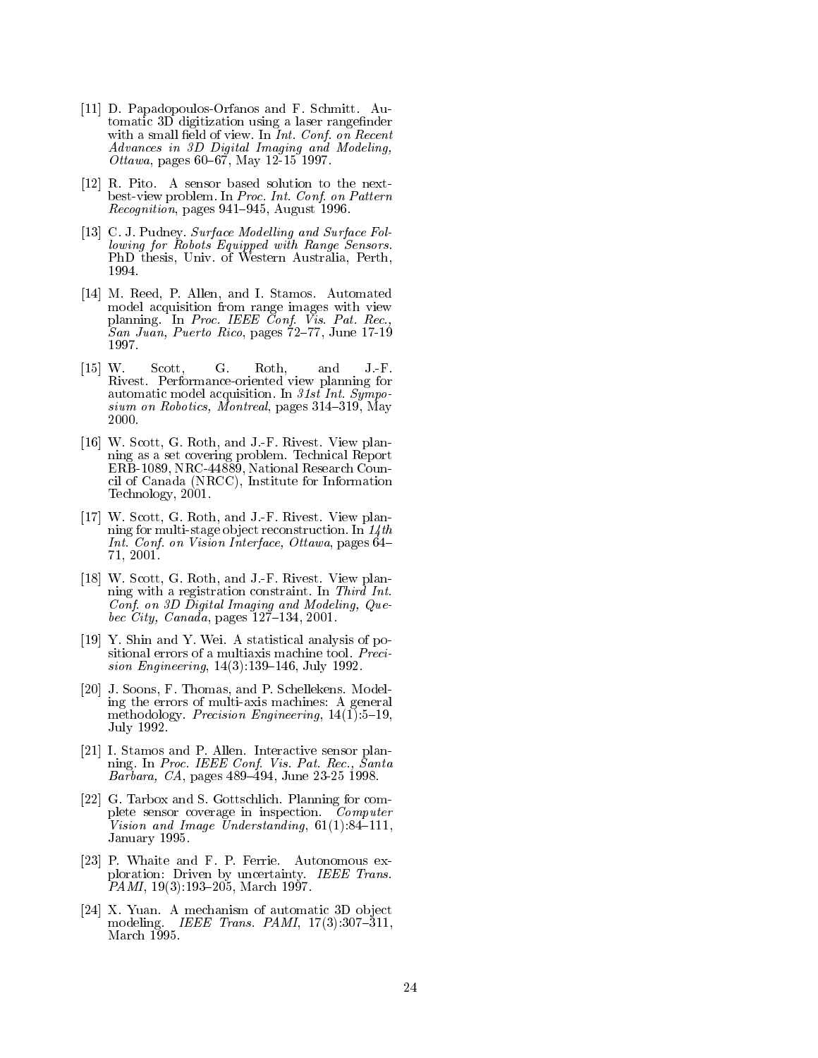[11] D. Papadopoulos-Orfanos and F. Schmitt. Automatic 3D digitization using a laser rangefinder with a small field of view. In *Int. Conf. on Recent Advances in 3D Digital Imaging and Modeling, Ottawa*, pages 60–67, May 12-15 1997.

[12] R. Pito. A sensor based solution to the next-best-view problem. In *Proc. Int. Conf. on Pattern Recognition*, pages 941–945, August 1996.

[13] C. J. Pudney. *Surface Modelling and Surface Following for Robots Equipped with Range Sensors.* PhD thesis, Univ. of Western Australia, Perth, 1994.

[14] M. Reed, P. Allen, and I. Stamos. Automated model acquisition from range images with view planning. In *Proc. IEEE Conf. Vis. Pat. Rec., San Juan, Puerto Rico*, pages 72–77, June 17-19 1997.

[15] W. Scott, G. Roth, and J.-F. Rivest. Performance-oriented view planning for automatic model acquisition. In *31st Int. Symposium on Robotics, Montreal*, pages 314–319, May 2000.

[16] W. Scott, G. Roth, and J.-F. Rivest. View planning as a set covering problem. Technical Report ERB-1089, NRC-44889, National Research Council of Canada (NRCC), Institute for Information Technology, 2001.

[17] W. Scott, G. Roth, and J.-F. Rivest. View planning for multi-stage object reconstruction. In *14th Int. Conf. on Vision Interface, Ottawa*, pages 64–71, 2001.

[18] W. Scott, G. Roth, and J.-F. Rivest. View planning with a registration constraint. In *Third Int. Conf. on 3D Digital Imaging and Modeling, Quebec City, Canada*, pages 127–134, 2001.

[19] Y. Shin and Y. Wei. A statistical analysis of positional errors of a multiaxis machine tool. *Precision Engineering*, 14(3):139–146, July 1992.

[20] J. Soons, F. Thomas, and P. Schellekens. Modeling the errors of multi-axis machines: A general methodology. *Precision Engineering*, 14(1):5–19, July 1992.

[21] I. Stamos and P. Allen. Interactive sensor planning. In *Proc. IEEE Conf. Vis. Pat. Rec., Santa Barbara, CA*, pages 489–494, June 23-25 1998.

[22] G. Tarbox and S. Gottschlich. Planning for complete sensor coverage in inspection. *Computer Vision and Image Understanding*, 61(1):84–111, January 1995.

[23] P. Whaite and F. P. Ferrie. Autonomous exploration: Driven by uncertainty. *IEEE Trans. PAMI*, 19(3):193–205, March 1997.

[24] X. Yuan. A mechanism of automatic 3D object modeling. *IEEE Trans. PAMI*, 17(3):307–311, March 1995.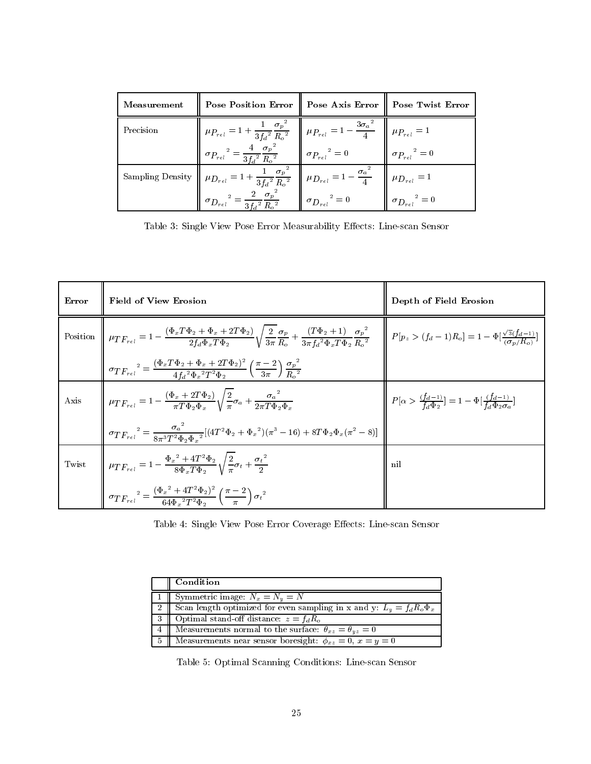| Measurement | Pose Position Error | Pose Axis Error | Pose Twist Error |
|---|---|---|---|
| Precision | $\mu_{P_{rel}} = 1 + \frac{1}{3{f_d}^2}\frac{{\sigma_p}^2}{{R_o}^2}$ | $\mu_{P_{rel}} = 1 - \frac{3{\sigma_a}^2}{4}$ | $\mu_{P_{rel}} = 1$ |
| | ${\sigma_{P_{rel}}}^2 = \frac{4}{3{f_d}^2}\frac{{\sigma_p}^2}{{R_o}^2}$ | ${\sigma_{P_{rel}}}^2 = 0$ | ${\sigma_{P_{rel}}}^2 = 0$ |
| Sampling Density | $\mu_{D_{rel}} = 1 + \frac{1}{3{f_d}^2}\frac{{\sigma_p}^2}{{R_o}^2}$ | $\mu_{D_{rel}} = 1 - \frac{{\sigma_a}^2}{4}$ | $\mu_{D_{rel}} = 1$ |
| | ${\sigma_{D_{rel}}}^2 = \frac{2}{3{f_d}^2}\frac{{\sigma_p}^2}{{R_o}^2}$ | ${\sigma_{D_{rel}}}^2 = 0$ | ${\sigma_{D_{rel}}}^2 = 0$ |

Table 3: Single View Pose Error Measurability Effects: Line-scan Sensor

| Error | Field of View Erosion | Depth of Field Erosion |
|---|---|---|
| Position | $\mu_{TF_{rel}} = 1 - \frac{(\Phi_x T\Phi_2 + \Phi_x + 2T\Phi_2)}{2f_d\Phi_x T\Phi_2}\sqrt{\frac{2}{3\pi}}\frac{\sigma_p}{R_o} + \frac{(T\Phi_2 + 1)}{3\pi {f_d}^2\Phi_x T\Phi_2}\frac{{\sigma_p}^2}{{R_o}^2}$ | $P[p_z > (f_d - 1)R_o] = 1 - \Phi[\frac{\sqrt{3}(f_d - 1)}{(\sigma_p/R_o)}]$ |
| | ${\sigma_{TF_{rel}}}^2 = \frac{(\Phi_x T\Phi_2 + \Phi_x + 2T\Phi_2)^2}{4{f_d}^2{\Phi_x}^2T^2\Phi_2}\left(\frac{\pi - 2}{3\pi}\right)\frac{{\sigma_p}^2}{{R_o}^2}$ | |
| Axis | $\mu_{TF_{rel}} = 1 - \frac{(\Phi_x + 2T\Phi_2)}{\pi T\Phi_2\Phi_x}\sqrt{\frac{2}{\pi}}\sigma_a + \frac{{\sigma_a}^2}{2\pi T\Phi_2\Phi_x}$ | $P[\alpha > \frac{(f_d - 1)}{f_d\Phi_2}] = 1 - \Phi[\frac{(f_d - 1)}{f_d\Phi_2\sigma_a}]$ |
| | ${\sigma_{TF_{rel}}}^2 = \frac{{\sigma_a}^2}{8\pi^3T^2\Phi_2{\Phi_x}^2}[(4T^2\Phi_2 + {\Phi_x}^2)(\pi^3 - 16) + 8T\Phi_2\Phi_x(\pi^2 - 8)]$ | |
| Twist | $\mu_{TF_{rel}} = 1 - \frac{{\Phi_x}^2 + 4T^2\Phi_2}{8\Phi_x T\Phi_2}\sqrt{\frac{2}{\pi}}\sigma_t + \frac{{\sigma_t}^2}{2}$ | nil |
| | ${\sigma_{TF_{rel}}}^2 = \frac{({\Phi_x}^2 + 4T^2\Phi_2)^2}{64{\Phi_x}^2T^2\Phi_2}\left(\frac{\pi - 2}{\pi}\right){\sigma_t}^2$ | |

Table 4: Single View Pose Error Coverage Effects: Line-scan Sensor

| | Condition |
|---|---|
| 1 | Symmetric image: $N_x = N_y = N$ |
| 2 | Scan length optimized for even sampling in x and y: $L_y = f_d R_o \Phi_x$ |
| 3 | Optimal stand-off distance: $z = f_d R_o$ |
| 4 | Measurements normal to the surface: $\theta_{xz} = \theta_{yz} = 0$ |
| 5 | Measurements near sensor boresight: $\phi_{xz} = 0$, $x = y = 0$ |

Table 5: Optimal Scanning Conditions: Line-scan Sensor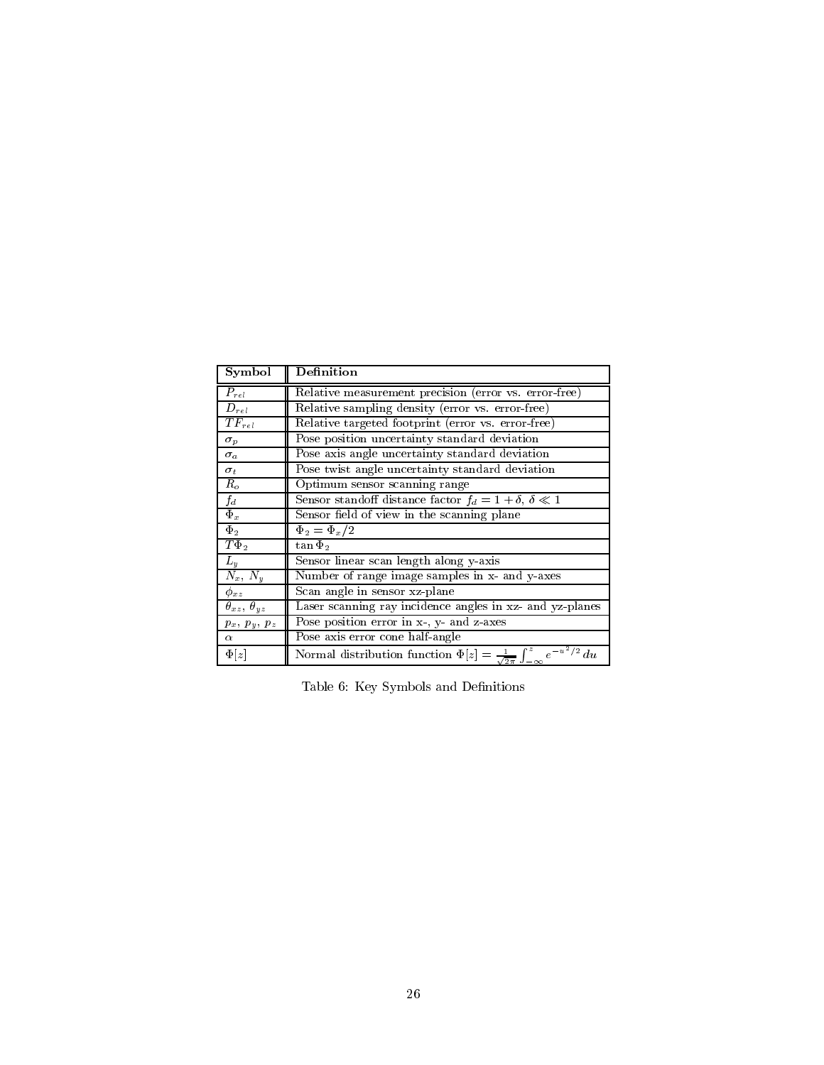| Symbol | Definition |
|---|---|
| $P_{rel}$ | Relative measurement precision (error vs. error-free) |
| $D_{rel}$ | Relative sampling density (error vs. error-free) |
| $TF_{rel}$ | Relative targeted footprint (error vs. error-free) |
| $\sigma_p$ | Pose position uncertainty standard deviation |
| $\sigma_a$ | Pose axis angle uncertainty standard deviation |
| $\sigma_t$ | Pose twist angle uncertainty standard deviation |
| $R_o$ | Optimum sensor scanning range |
| $f_d$ | Sensor standoff distance factor $f_d = 1 + \delta$, $\delta \ll 1$ |
| $\Phi_x$ | Sensor field of view in the scanning plane |
| $\Phi_2$ | $\Phi_2 = \Phi_x/2$ |
| $T\Phi_2$ | $\tan \Phi_2$ |
| $L_y$ | Sensor linear scan length along y-axis |
| $N_x$, $N_y$ | Number of range image samples in x- and y-axes |
| $\phi_{xz}$ | Scan angle in sensor xz-plane |
| $\theta_{xz}$, $\theta_{yz}$ | Laser scanning ray incidence angles in xz- and yz-planes |
| $p_x$, $p_y$, $p_z$ | Pose position error in x-, y- and z-axes |
| $\alpha$ | Pose axis error cone half-angle |
| $\Phi[z]$ | Normal distribution function $\Phi[z] = \frac{1}{\sqrt{2\pi}} \int_{-\infty}^{z} e^{-u^2/2}\, du$ |

Table 6: Key Symbols and Definitions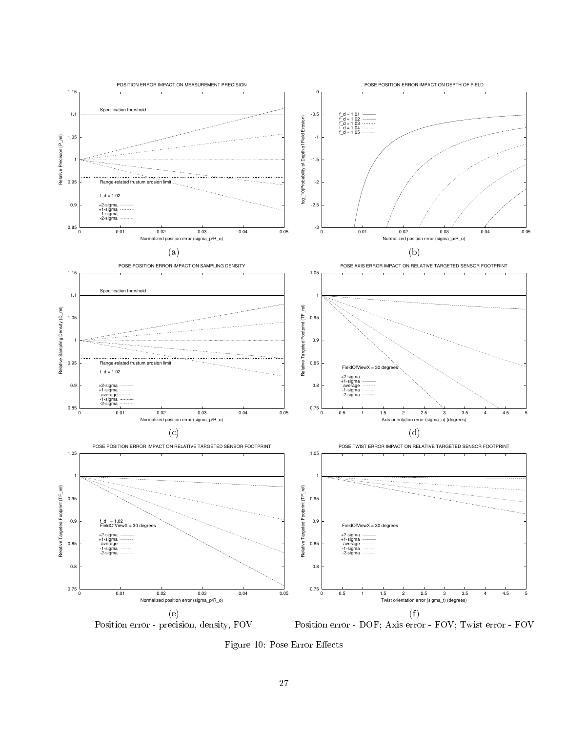POSITION ERROR IMPACT ON MEASUREMENT PRECISION

Relative Precision (P_rel)

1.15
1.1
1.05
1
0.95
0.9
0.85

Specification threshold

Range-related frustum erosion limit

f_d = 1.02

+2-sigma
+1-sigma
-1-sigma
-2-sigma

0
0.01
0.02
0.03
0.04
0.05

Normalized position error (sigma_p/R_o)

(a)

POSE POSITION ERROR IMPACT ON DEPTH OF FIELD

log_10(Probability of Depth of Field Erosion)

0
-0.5
-1
-1.5
-2
-2.5
-3

f_d = 1.01
f_d = 1.02
f_d = 1.03
f_d = 1.04
f_d = 1.05

0
0.01
0.02
0.03
0.04
0.05

Normalized position error (sigma_p/R_o)

(b)

POSE POSITION ERROR IMPACT ON SAMPLING DENSITY

Relative Sampling Density (D_rel)

1.15
1.1
1.05
1
0.95
0.9
0.85

Specification threshold

Range-related frustum erosion limit

f_d = 1.02

+2-sigma
+1-sigma
average
-1-sigma
-2-sigma

0
0.01
0.02
0.03
0.04
0.05

Normalized position error (sigma_p/R_o)

(c)

POSE AXIS ERROR IMPACT ON RELATIVE TARGETED SENSOR FOOTPRINT

Relative Targeted Footprint (TF_rel)

1.05
1
0.95
0.9
0.85
0.8
0.75

FieldOfViewX = 30 degrees

+2-sigma
+1-sigma
average
-1-sigma
-2-sigma

0
0.5
1
1.5
2
2.5
3
3.5
4
4.5
5

Axis orientation error (sigma_a) (degrees)

(d)

POSE POSITION ERROR IMPACT ON RELATIVE TARGETED SENSOR FOOTPRINT

Relative Targeted Footprint (TF_rel)

1.05
1
0.95
0.9
0.85
0.8
0.75

f_d = 1.02
FieldOfViewX = 30 degrees

+2-sigma
+1-sigma
average
-1-sigma
-2-sigma

0
0.01
0.02
0.03
0.04
0.05

Normalized position error (sigma_p/R_o)

(e)

Position error - precision, density, FOV

POSE TWIST ERROR IMPACT ON RELATIVE TARGETED SENSOR FOOTPRINT

Relative Targeted Footprint (TF_rel)

1.05
1
0.95
0.9
0.85
0.8
0.75

FieldOfViewX = 30 degrees

+2-sigma
+1-sigma
average
-1-sigma
-2-sigma

0
0.5
1
1.5
2
2.5
3
3.5
4
4.5
5

Twist orientation error (sigma_t) (degrees)

(f)

Position error - DOF; Axis error - FOV; Twist error - FOV

Figure 10: Pose Error Effects